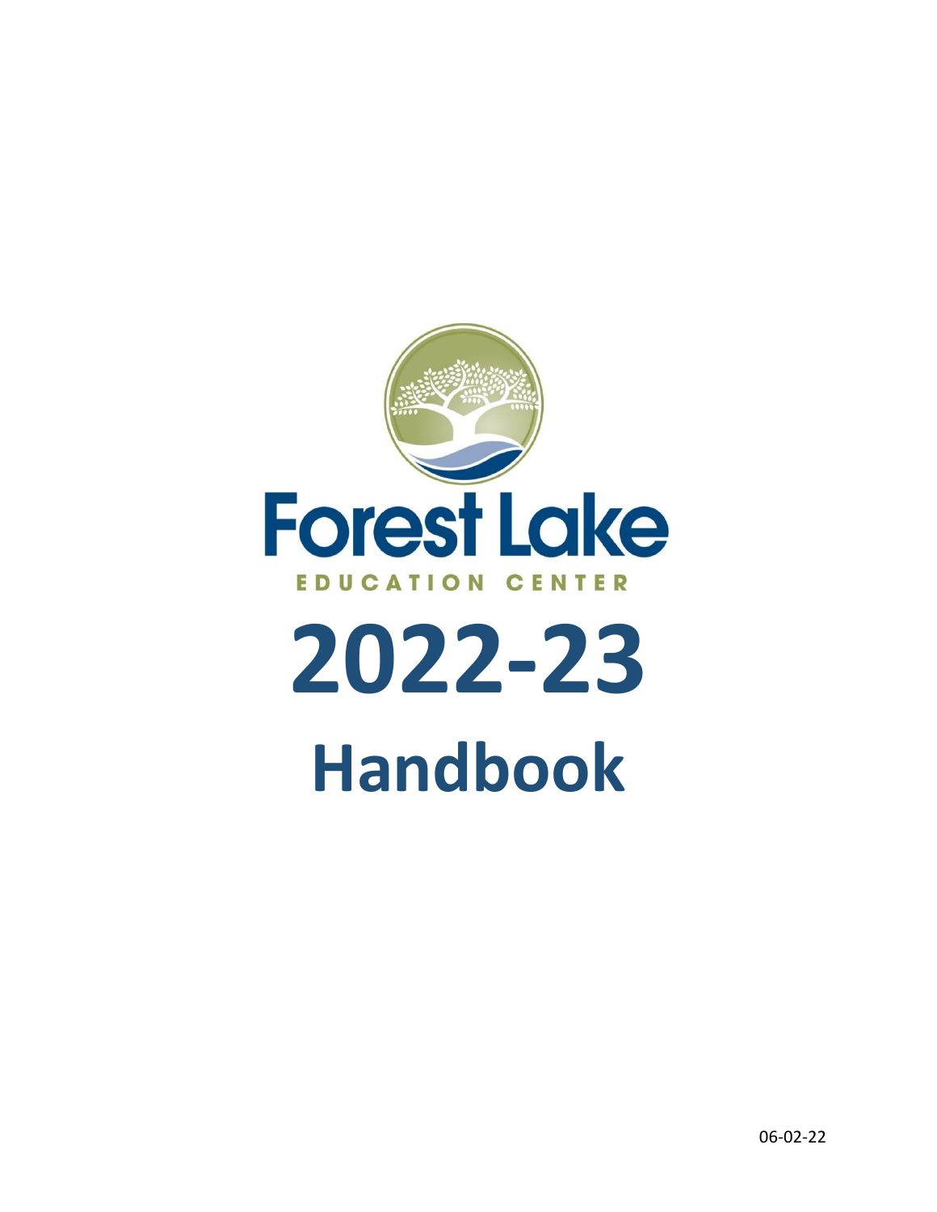Forest Lake

EDUCATION CENTER

# 2022-23

# Handbook

06-02-22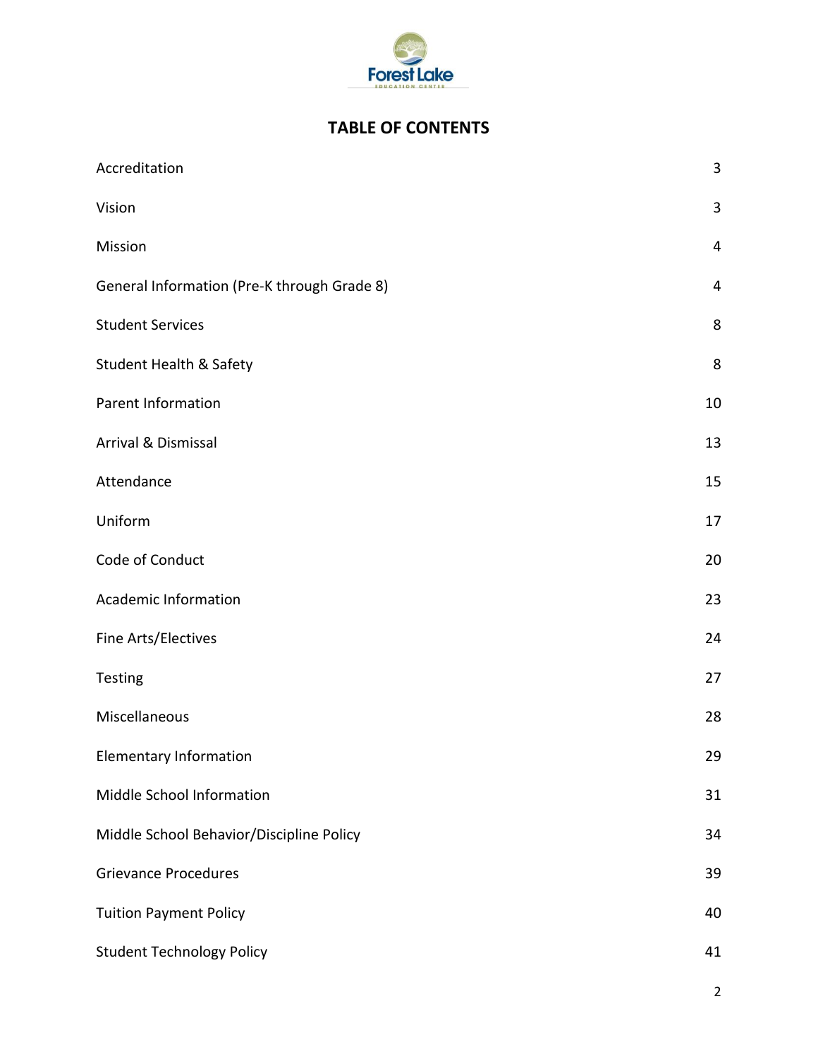# TABLE OF CONTENTS

| | |
|---|---|
| Accreditation | 3 |
| Vision | 3 |
| Mission | 4 |
| General Information (Pre-K through Grade 8) | 4 |
| Student Services | 8 |
| Student Health & Safety | 8 |
| Parent Information | 10 |
| Arrival & Dismissal | 13 |
| Attendance | 15 |
| Uniform | 17 |
| Code of Conduct | 20 |
| Academic Information | 23 |
| Fine Arts/Electives | 24 |
| Testing | 27 |
| Miscellaneous | 28 |
| Elementary Information | 29 |
| Middle School Information | 31 |
| Middle School Behavior/Discipline Policy | 34 |
| Grievance Procedures | 39 |
| Tuition Payment Policy | 40 |
| Student Technology Policy | 41 |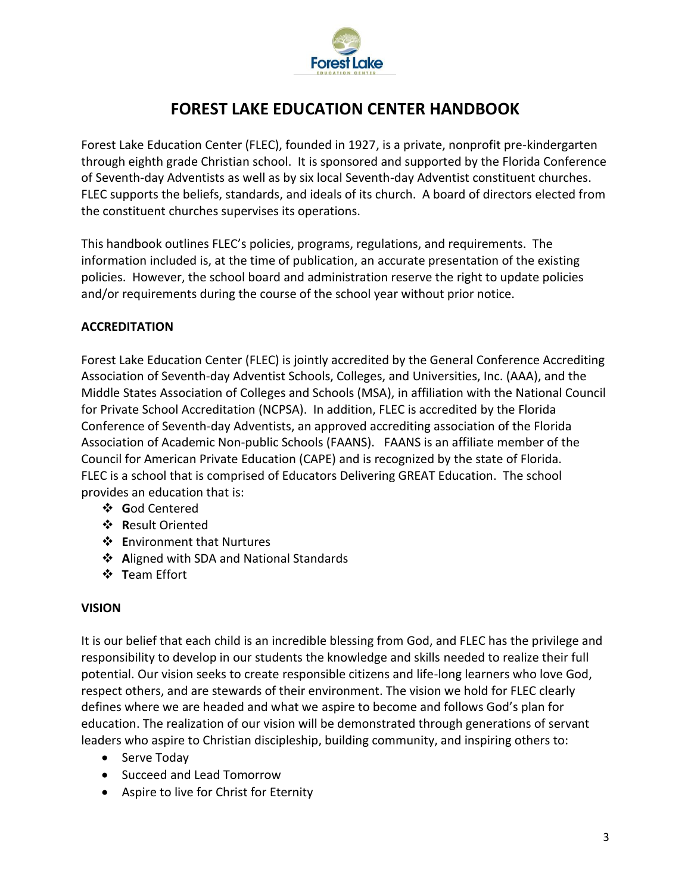# FOREST LAKE EDUCATION CENTER HANDBOOK

Forest Lake Education Center (FLEC), founded in 1927, is a private, nonprofit pre-kindergarten through eighth grade Christian school. It is sponsored and supported by the Florida Conference of Seventh-day Adventists as well as by six local Seventh-day Adventist constituent churches. FLEC supports the beliefs, standards, and ideals of its church. A board of directors elected from the constituent churches supervises its operations.

This handbook outlines FLEC's policies, programs, regulations, and requirements. The information included is, at the time of publication, an accurate presentation of the existing policies. However, the school board and administration reserve the right to update policies and/or requirements during the course of the school year without prior notice.

## ACCREDITATION

Forest Lake Education Center (FLEC) is jointly accredited by the General Conference Accrediting Association of Seventh-day Adventist Schools, Colleges, and Universities, Inc. (AAA), and the Middle States Association of Colleges and Schools (MSA), in affiliation with the National Council for Private School Accreditation (NCPSA). In addition, FLEC is accredited by the Florida Conference of Seventh-day Adventists, an approved accrediting association of the Florida Association of Academic Non-public Schools (FAANS). FAANS is an affiliate member of the Council for American Private Education (CAPE) and is recognized by the state of Florida. FLEC is a school that is comprised of Educators Delivering GREAT Education. The school provides an education that is:

- **G**od Centered
- **R**esult Oriented
- **E**nvironment that Nurtures
- **A**ligned with SDA and National Standards
- **T**eam Effort

## VISION

It is our belief that each child is an incredible blessing from God, and FLEC has the privilege and responsibility to develop in our students the knowledge and skills needed to realize their full potential. Our vision seeks to create responsible citizens and life-long learners who love God, respect others, and are stewards of their environment. The vision we hold for FLEC clearly defines where we are headed and what we aspire to become and follows God's plan for education. The realization of our vision will be demonstrated through generations of servant leaders who aspire to Christian discipleship, building community, and inspiring others to:

- Serve Today
- Succeed and Lead Tomorrow
- Aspire to live for Christ for Eternity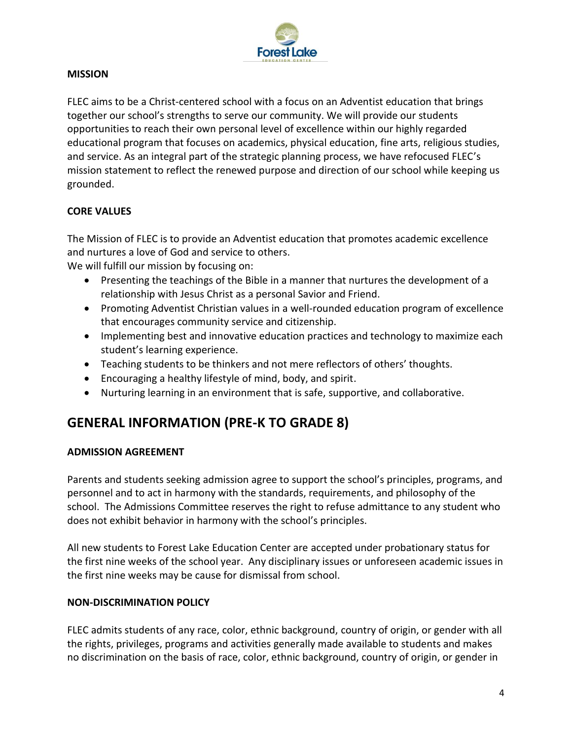**MISSION**

FLEC aims to be a Christ-centered school with a focus on an Adventist education that brings together our school's strengths to serve our community. We will provide our students opportunities to reach their own personal level of excellence within our highly regarded educational program that focuses on academics, physical education, fine arts, religious studies, and service. As an integral part of the strategic planning process, we have refocused FLEC's mission statement to reflect the renewed purpose and direction of our school while keeping us grounded.

**CORE VALUES**

The Mission of FLEC is to provide an Adventist education that promotes academic excellence and nurtures a love of God and service to others.
We will fulfill our mission by focusing on:

- Presenting the teachings of the Bible in a manner that nurtures the development of a relationship with Jesus Christ as a personal Savior and Friend.
- Promoting Adventist Christian values in a well-rounded education program of excellence that encourages community service and citizenship.
- Implementing best and innovative education practices and technology to maximize each student's learning experience.
- Teaching students to be thinkers and not mere reflectors of others' thoughts.
- Encouraging a healthy lifestyle of mind, body, and spirit.
- Nurturing learning in an environment that is safe, supportive, and collaborative.

## GENERAL INFORMATION (PRE-K TO GRADE 8)

**ADMISSION AGREEMENT**

Parents and students seeking admission agree to support the school's principles, programs, and personnel and to act in harmony with the standards, requirements, and philosophy of the school. The Admissions Committee reserves the right to refuse admittance to any student who does not exhibit behavior in harmony with the school's principles.

All new students to Forest Lake Education Center are accepted under probationary status for the first nine weeks of the school year. Any disciplinary issues or unforeseen academic issues in the first nine weeks may be cause for dismissal from school.

**NON-DISCRIMINATION POLICY**

FLEC admits students of any race, color, ethnic background, country of origin, or gender with all the rights, privileges, programs and activities generally made available to students and makes no discrimination on the basis of race, color, ethnic background, country of origin, or gender in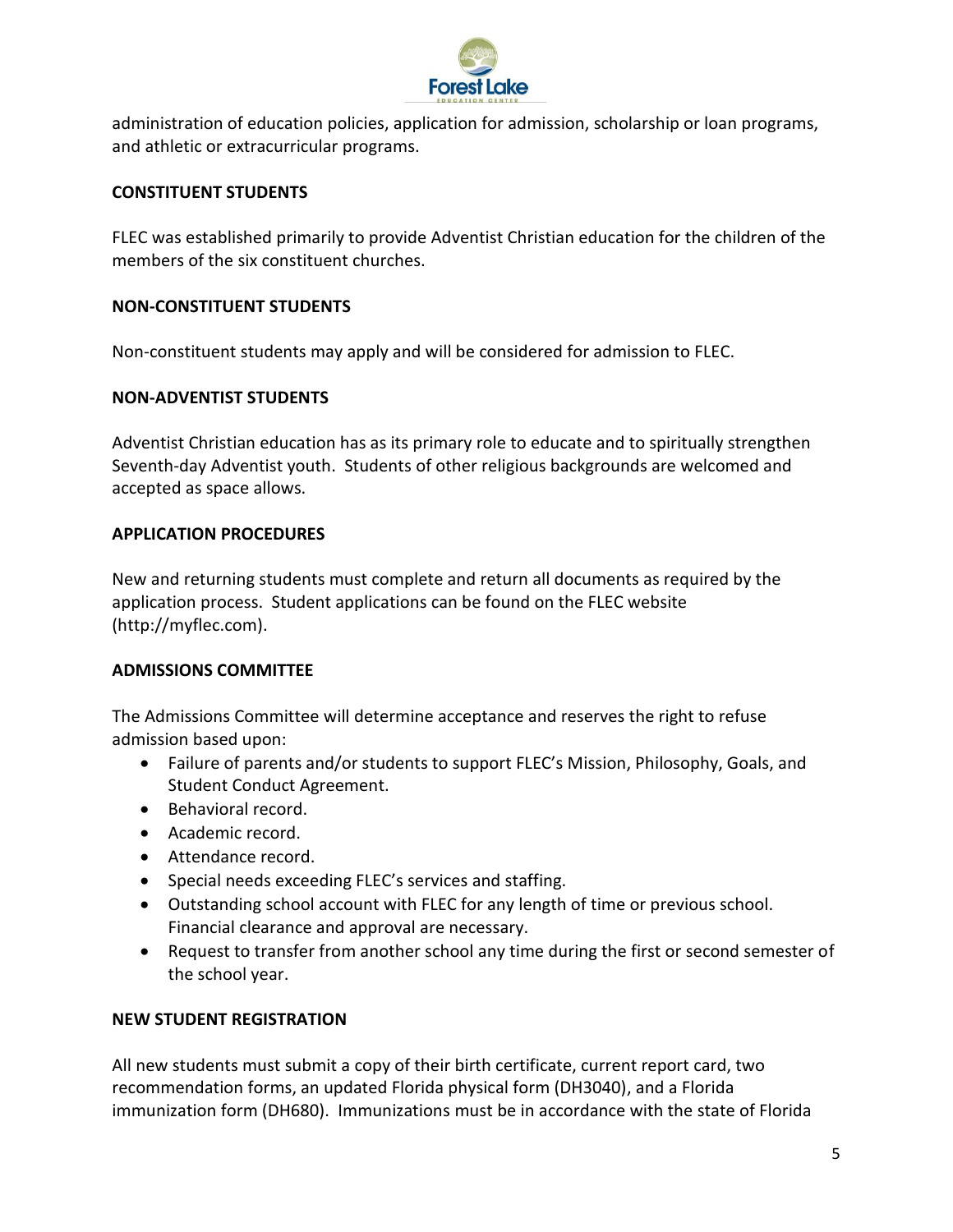administration of education policies, application for admission, scholarship or loan programs, and athletic or extracurricular programs.

## CONSTITUENT STUDENTS

FLEC was established primarily to provide Adventist Christian education for the children of the members of the six constituent churches.

## NON-CONSTITUENT STUDENTS

Non-constituent students may apply and will be considered for admission to FLEC.

## NON-ADVENTIST STUDENTS

Adventist Christian education has as its primary role to educate and to spiritually strengthen Seventh-day Adventist youth. Students of other religious backgrounds are welcomed and accepted as space allows.

## APPLICATION PROCEDURES

New and returning students must complete and return all documents as required by the application process. Student applications can be found on the FLEC website (http://myflec.com).

## ADMISSIONS COMMITTEE

The Admissions Committee will determine acceptance and reserves the right to refuse admission based upon:

- Failure of parents and/or students to support FLEC's Mission, Philosophy, Goals, and Student Conduct Agreement.
- Behavioral record.
- Academic record.
- Attendance record.
- Special needs exceeding FLEC's services and staffing.
- Outstanding school account with FLEC for any length of time or previous school. Financial clearance and approval are necessary.
- Request to transfer from another school any time during the first or second semester of the school year.

## NEW STUDENT REGISTRATION

All new students must submit a copy of their birth certificate, current report card, two recommendation forms, an updated Florida physical form (DH3040), and a Florida immunization form (DH680). Immunizations must be in accordance with the state of Florida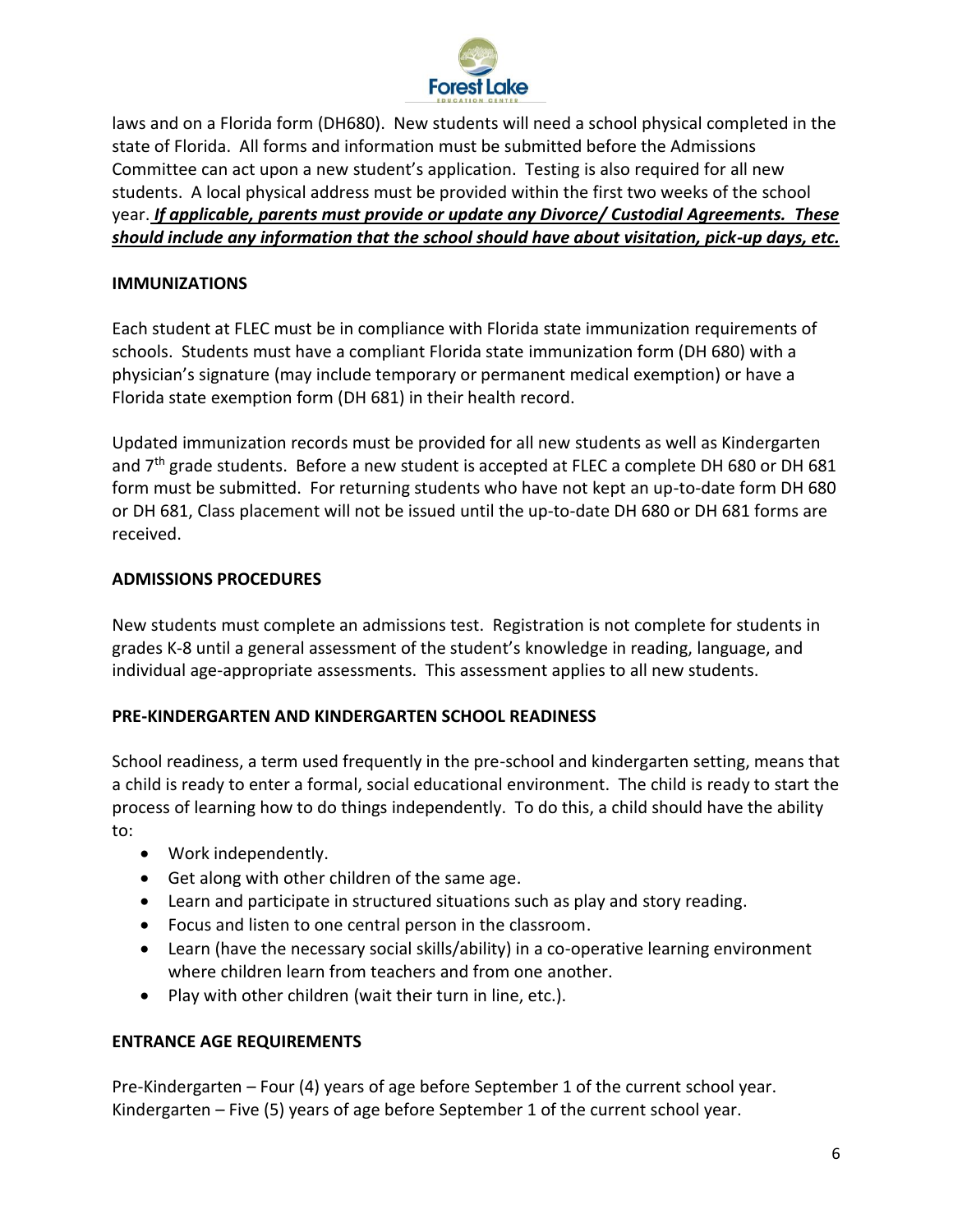laws and on a Florida form (DH680). New students will need a school physical completed in the state of Florida. All forms and information must be submitted before the Admissions Committee can act upon a new student's application. Testing is also required for all new students. A local physical address must be provided within the first two weeks of the school year. ***<u>If applicable, parents must provide or update any Divorce/ Custodial Agreements. These should include any information that the school should have about visitation, pick-up days, etc.</u>***

## IMMUNIZATIONS

Each student at FLEC must be in compliance with Florida state immunization requirements of schools. Students must have a compliant Florida state immunization form (DH 680) with a physician's signature (may include temporary or permanent medical exemption) or have a Florida state exemption form (DH 681) in their health record.

Updated immunization records must be provided for all new students as well as Kindergarten and 7th grade students. Before a new student is accepted at FLEC a complete DH 680 or DH 681 form must be submitted. For returning students who have not kept an up-to-date form DH 680 or DH 681, Class placement will not be issued until the up-to-date DH 680 or DH 681 forms are received.

## ADMISSIONS PROCEDURES

New students must complete an admissions test. Registration is not complete for students in grades K-8 until a general assessment of the student's knowledge in reading, language, and individual age-appropriate assessments. This assessment applies to all new students.

## PRE-KINDERGARTEN AND KINDERGARTEN SCHOOL READINESS

School readiness, a term used frequently in the pre-school and kindergarten setting, means that a child is ready to enter a formal, social educational environment. The child is ready to start the process of learning how to do things independently. To do this, a child should have the ability to:

- Work independently.
- Get along with other children of the same age.
- Learn and participate in structured situations such as play and story reading.
- Focus and listen to one central person in the classroom.
- Learn (have the necessary social skills/ability) in a co-operative learning environment where children learn from teachers and from one another.
- Play with other children (wait their turn in line, etc.).

## ENTRANCE AGE REQUIREMENTS

Pre-Kindergarten – Four (4) years of age before September 1 of the current school year.
Kindergarten – Five (5) years of age before September 1 of the current school year.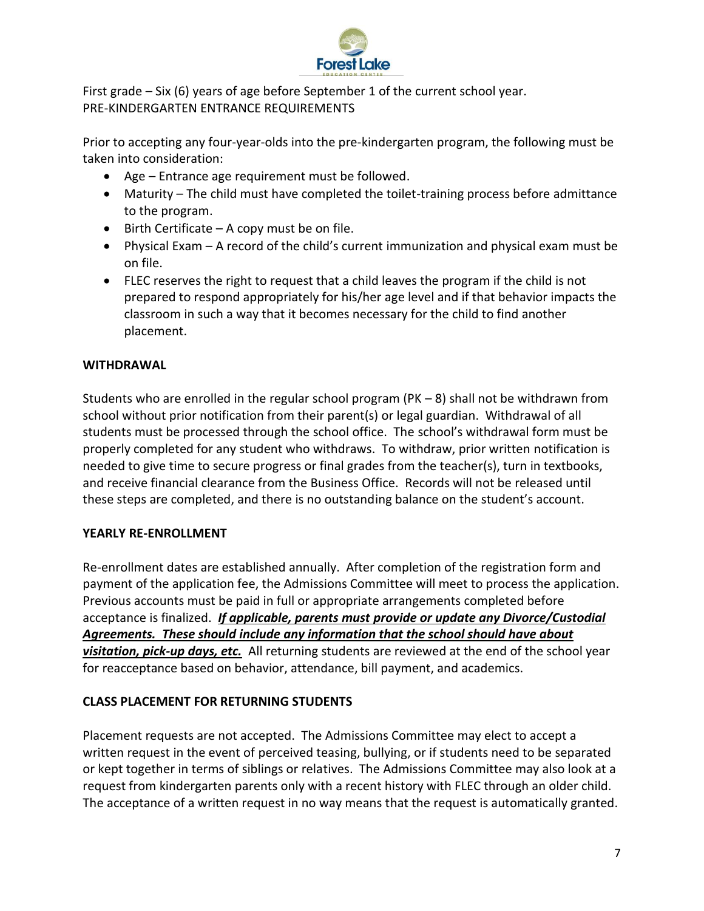First grade – Six (6) years of age before September 1 of the current school year.
PRE-KINDERGARTEN ENTRANCE REQUIREMENTS

Prior to accepting any four-year-olds into the pre-kindergarten program, the following must be taken into consideration:

- Age – Entrance age requirement must be followed.
- Maturity – The child must have completed the toilet-training process before admittance to the program.
- Birth Certificate – A copy must be on file.
- Physical Exam – A record of the child's current immunization and physical exam must be on file.
- FLEC reserves the right to request that a child leaves the program if the child is not prepared to respond appropriately for his/her age level and if that behavior impacts the classroom in such a way that it becomes necessary for the child to find another placement.

## WITHDRAWAL

Students who are enrolled in the regular school program (PK – 8) shall not be withdrawn from school without prior notification from their parent(s) or legal guardian. Withdrawal of all students must be processed through the school office. The school's withdrawal form must be properly completed for any student who withdraws. To withdraw, prior written notification is needed to give time to secure progress or final grades from the teacher(s), turn in textbooks, and receive financial clearance from the Business Office. Records will not be released until these steps are completed, and there is no outstanding balance on the student's account.

## YEARLY RE-ENROLLMENT

Re-enrollment dates are established annually. After completion of the registration form and payment of the application fee, the Admissions Committee will meet to process the application. Previous accounts must be paid in full or appropriate arrangements completed before acceptance is finalized. ***If applicable, parents must provide or update any Divorce/Custodial Agreements. These should include any information that the school should have about visitation, pick-up days, etc.*** All returning students are reviewed at the end of the school year for reacceptance based on behavior, attendance, bill payment, and academics.

## CLASS PLACEMENT FOR RETURNING STUDENTS

Placement requests are not accepted. The Admissions Committee may elect to accept a written request in the event of perceived teasing, bullying, or if students need to be separated or kept together in terms of siblings or relatives. The Admissions Committee may also look at a request from kindergarten parents only with a recent history with FLEC through an older child. The acceptance of a written request in no way means that the request is automatically granted.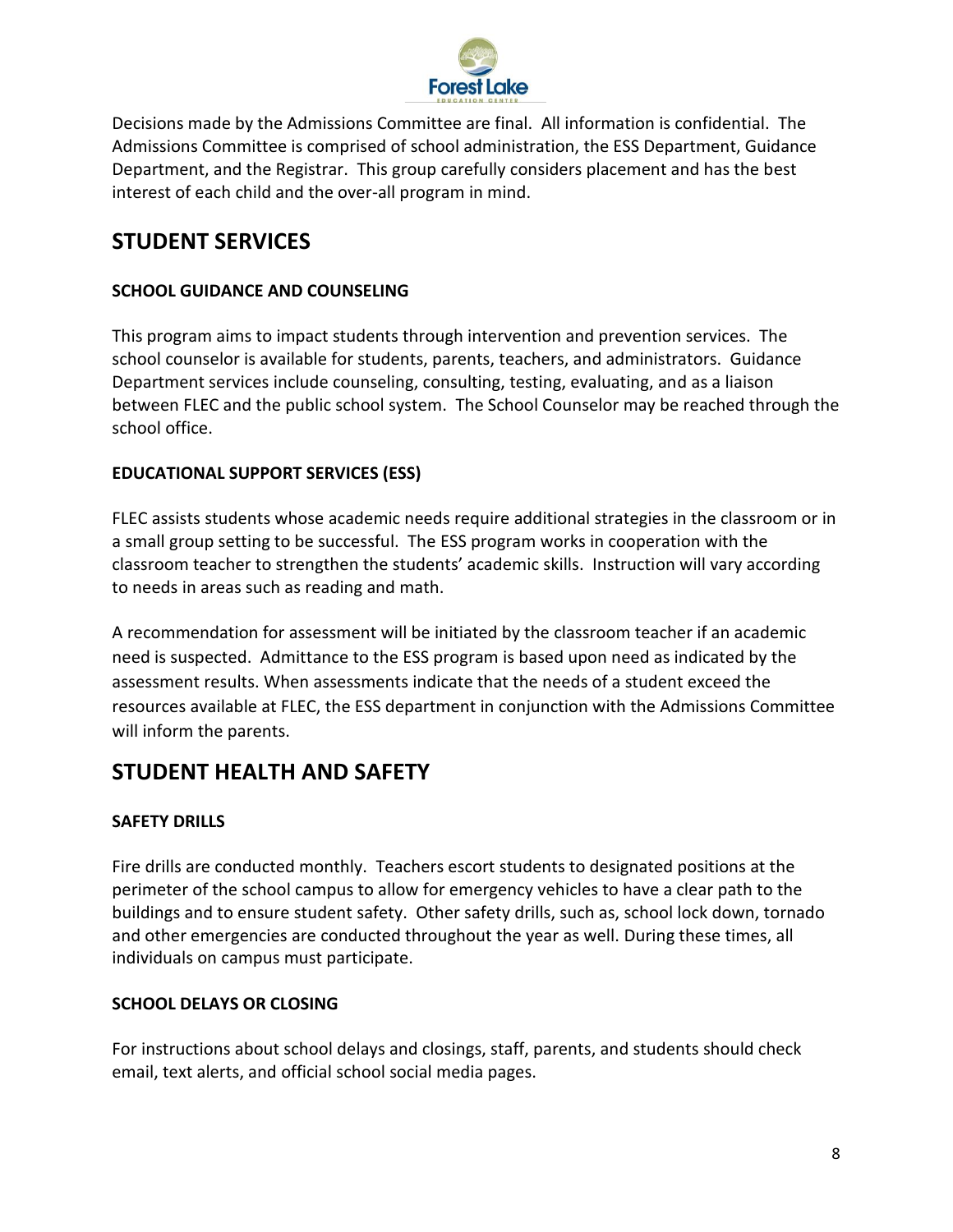Decisions made by the Admissions Committee are final. All information is confidential. The Admissions Committee is comprised of school administration, the ESS Department, Guidance Department, and the Registrar. This group carefully considers placement and has the best interest of each child and the over-all program in mind.

# STUDENT SERVICES

### SCHOOL GUIDANCE AND COUNSELING

This program aims to impact students through intervention and prevention services. The school counselor is available for students, parents, teachers, and administrators. Guidance Department services include counseling, consulting, testing, evaluating, and as a liaison between FLEC and the public school system. The School Counselor may be reached through the school office.

### EDUCATIONAL SUPPORT SERVICES (ESS)

FLEC assists students whose academic needs require additional strategies in the classroom or in a small group setting to be successful. The ESS program works in cooperation with the classroom teacher to strengthen the students' academic skills. Instruction will vary according to needs in areas such as reading and math.

A recommendation for assessment will be initiated by the classroom teacher if an academic need is suspected. Admittance to the ESS program is based upon need as indicated by the assessment results. When assessments indicate that the needs of a student exceed the resources available at FLEC, the ESS department in conjunction with the Admissions Committee will inform the parents.

# STUDENT HEALTH AND SAFETY

### SAFETY DRILLS

Fire drills are conducted monthly. Teachers escort students to designated positions at the perimeter of the school campus to allow for emergency vehicles to have a clear path to the buildings and to ensure student safety. Other safety drills, such as, school lock down, tornado and other emergencies are conducted throughout the year as well. During these times, all individuals on campus must participate.

### SCHOOL DELAYS OR CLOSING

For instructions about school delays and closings, staff, parents, and students should check email, text alerts, and official school social media pages.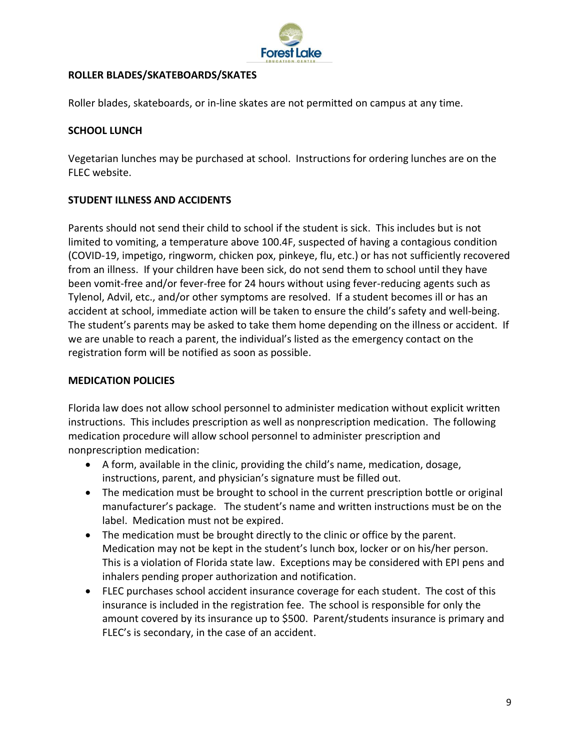## ROLLER BLADES/SKATEBOARDS/SKATES

Roller blades, skateboards, or in-line skates are not permitted on campus at any time.

## SCHOOL LUNCH

Vegetarian lunches may be purchased at school. Instructions for ordering lunches are on the FLEC website.

## STUDENT ILLNESS AND ACCIDENTS

Parents should not send their child to school if the student is sick. This includes but is not limited to vomiting, a temperature above 100.4F, suspected of having a contagious condition (COVID-19, impetigo, ringworm, chicken pox, pinkeye, flu, etc.) or has not sufficiently recovered from an illness. If your children have been sick, do not send them to school until they have been vomit-free and/or fever-free for 24 hours without using fever-reducing agents such as Tylenol, Advil, etc., and/or other symptoms are resolved. If a student becomes ill or has an accident at school, immediate action will be taken to ensure the child's safety and well-being. The student's parents may be asked to take them home depending on the illness or accident. If we are unable to reach a parent, the individual's listed as the emergency contact on the registration form will be notified as soon as possible.

## MEDICATION POLICIES

Florida law does not allow school personnel to administer medication without explicit written instructions. This includes prescription as well as nonprescription medication. The following medication procedure will allow school personnel to administer prescription and nonprescription medication:

- A form, available in the clinic, providing the child's name, medication, dosage, instructions, parent, and physician's signature must be filled out.
- The medication must be brought to school in the current prescription bottle or original manufacturer's package. The student's name and written instructions must be on the label. Medication must not be expired.
- The medication must be brought directly to the clinic or office by the parent. Medication may not be kept in the student's lunch box, locker or on his/her person. This is a violation of Florida state law. Exceptions may be considered with EPI pens and inhalers pending proper authorization and notification.
- FLEC purchases school accident insurance coverage for each student. The cost of this insurance is included in the registration fee. The school is responsible for only the amount covered by its insurance up to $500. Parent/students insurance is primary and FLEC's is secondary, in the case of an accident.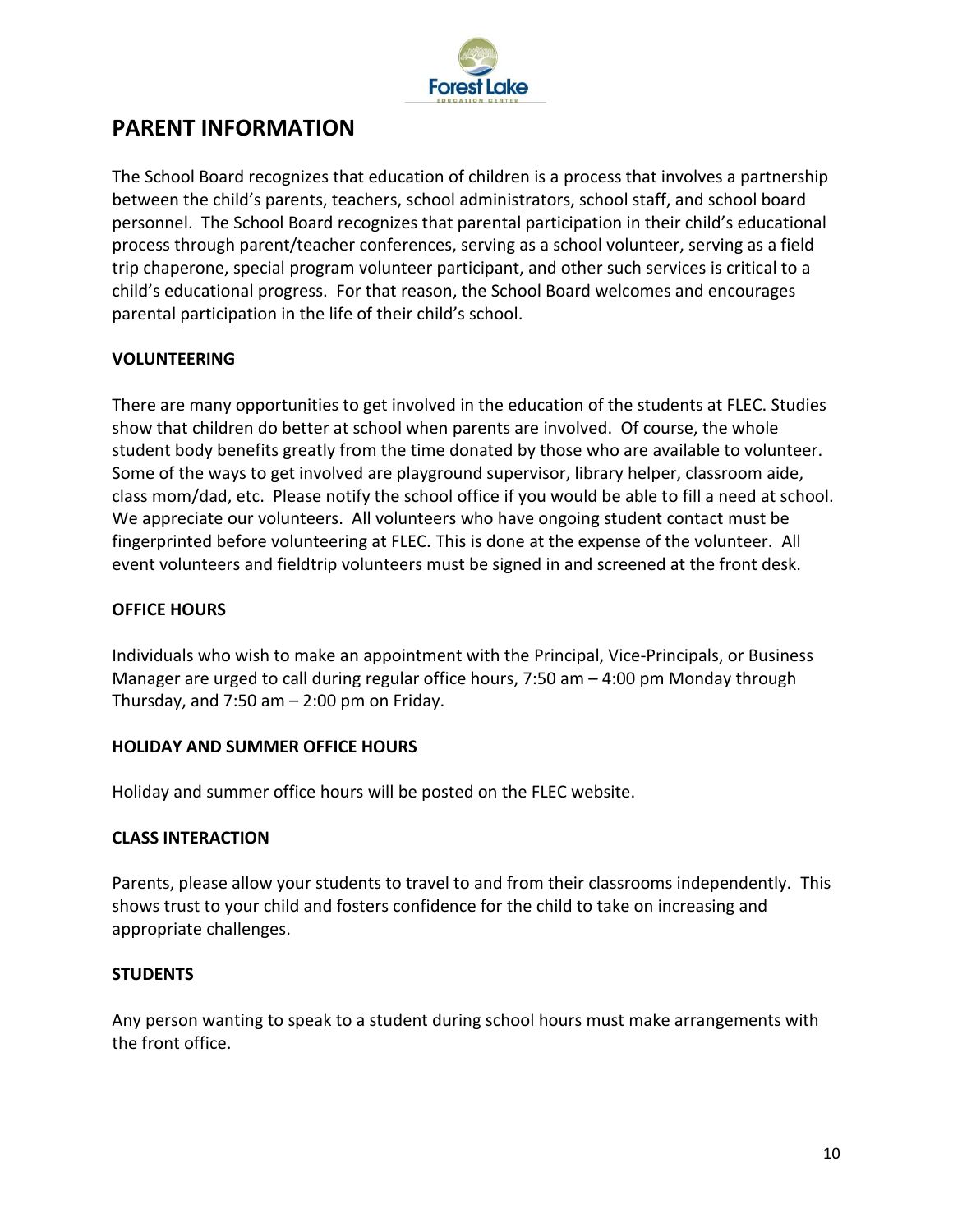# PARENT INFORMATION

The School Board recognizes that education of children is a process that involves a partnership between the child's parents, teachers, school administrators, school staff, and school board personnel. The School Board recognizes that parental participation in their child's educational process through parent/teacher conferences, serving as a school volunteer, serving as a field trip chaperone, special program volunteer participant, and other such services is critical to a child's educational progress. For that reason, the School Board welcomes and encourages parental participation in the life of their child's school.

## VOLUNTEERING

There are many opportunities to get involved in the education of the students at FLEC. Studies show that children do better at school when parents are involved. Of course, the whole student body benefits greatly from the time donated by those who are available to volunteer. Some of the ways to get involved are playground supervisor, library helper, classroom aide, class mom/dad, etc. Please notify the school office if you would be able to fill a need at school. We appreciate our volunteers. All volunteers who have ongoing student contact must be fingerprinted before volunteering at FLEC. This is done at the expense of the volunteer. All event volunteers and fieldtrip volunteers must be signed in and screened at the front desk.

## OFFICE HOURS

Individuals who wish to make an appointment with the Principal, Vice-Principals, or Business Manager are urged to call during regular office hours, 7:50 am – 4:00 pm Monday through Thursday, and 7:50 am – 2:00 pm on Friday.

## HOLIDAY AND SUMMER OFFICE HOURS

Holiday and summer office hours will be posted on the FLEC website.

## CLASS INTERACTION

Parents, please allow your students to travel to and from their classrooms independently. This shows trust to your child and fosters confidence for the child to take on increasing and appropriate challenges.

## STUDENTS

Any person wanting to speak to a student during school hours must make arrangements with the front office.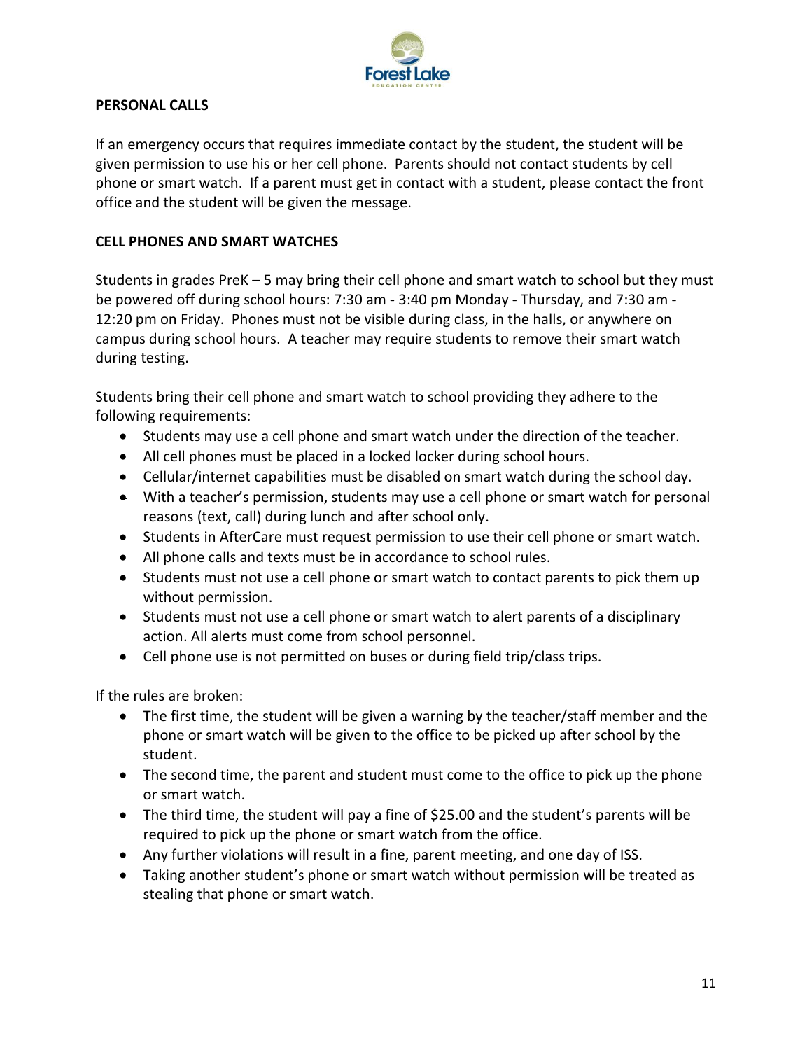## PERSONAL CALLS

If an emergency occurs that requires immediate contact by the student, the student will be given permission to use his or her cell phone. Parents should not contact students by cell phone or smart watch. If a parent must get in contact with a student, please contact the front office and the student will be given the message.

## CELL PHONES AND SMART WATCHES

Students in grades PreK – 5 may bring their cell phone and smart watch to school but they must be powered off during school hours: 7:30 am - 3:40 pm Monday - Thursday, and 7:30 am - 12:20 pm on Friday. Phones must not be visible during class, in the halls, or anywhere on campus during school hours. A teacher may require students to remove their smart watch during testing.

Students bring their cell phone and smart watch to school providing they adhere to the following requirements:

- Students may use a cell phone and smart watch under the direction of the teacher.
- All cell phones must be placed in a locked locker during school hours.
- Cellular/internet capabilities must be disabled on smart watch during the school day.
- With a teacher's permission, students may use a cell phone or smart watch for personal reasons (text, call) during lunch and after school only.
- Students in AfterCare must request permission to use their cell phone or smart watch.
- All phone calls and texts must be in accordance to school rules.
- Students must not use a cell phone or smart watch to contact parents to pick them up without permission.
- Students must not use a cell phone or smart watch to alert parents of a disciplinary action. All alerts must come from school personnel.
- Cell phone use is not permitted on buses or during field trip/class trips.

If the rules are broken:

- The first time, the student will be given a warning by the teacher/staff member and the phone or smart watch will be given to the office to be picked up after school by the student.
- The second time, the parent and student must come to the office to pick up the phone or smart watch.
- The third time, the student will pay a fine of $25.00 and the student's parents will be required to pick up the phone or smart watch from the office.
- Any further violations will result in a fine, parent meeting, and one day of ISS.
- Taking another student's phone or smart watch without permission will be treated as stealing that phone or smart watch.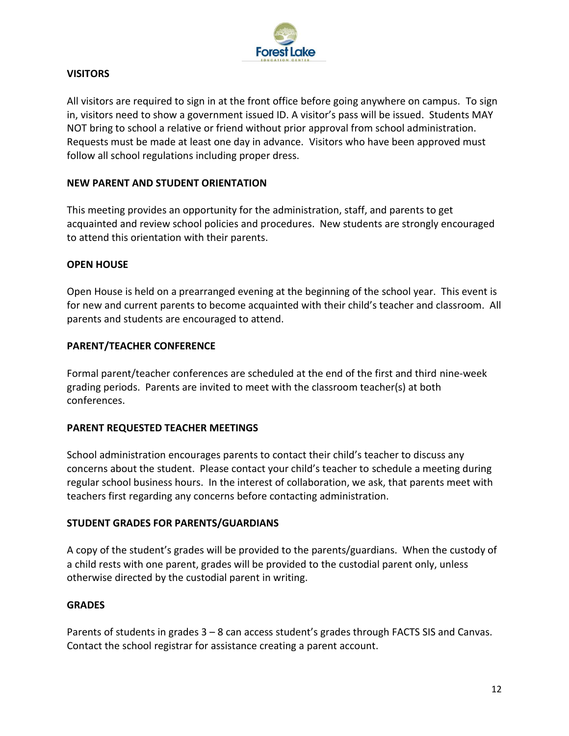## VISITORS

All visitors are required to sign in at the front office before going anywhere on campus. To sign in, visitors need to show a government issued ID. A visitor's pass will be issued. Students MAY NOT bring to school a relative or friend without prior approval from school administration. Requests must be made at least one day in advance. Visitors who have been approved must follow all school regulations including proper dress.

## NEW PARENT AND STUDENT ORIENTATION

This meeting provides an opportunity for the administration, staff, and parents to get acquainted and review school policies and procedures. New students are strongly encouraged to attend this orientation with their parents.

## OPEN HOUSE

Open House is held on a prearranged evening at the beginning of the school year. This event is for new and current parents to become acquainted with their child's teacher and classroom. All parents and students are encouraged to attend.

## PARENT/TEACHER CONFERENCE

Formal parent/teacher conferences are scheduled at the end of the first and third nine-week grading periods. Parents are invited to meet with the classroom teacher(s) at both conferences.

## PARENT REQUESTED TEACHER MEETINGS

School administration encourages parents to contact their child's teacher to discuss any concerns about the student. Please contact your child's teacher to schedule a meeting during regular school business hours. In the interest of collaboration, we ask, that parents meet with teachers first regarding any concerns before contacting administration.

## STUDENT GRADES FOR PARENTS/GUARDIANS

A copy of the student's grades will be provided to the parents/guardians. When the custody of a child rests with one parent, grades will be provided to the custodial parent only, unless otherwise directed by the custodial parent in writing.

## GRADES

Parents of students in grades 3 – 8 can access student's grades through FACTS SIS and Canvas. Contact the school registrar for assistance creating a parent account.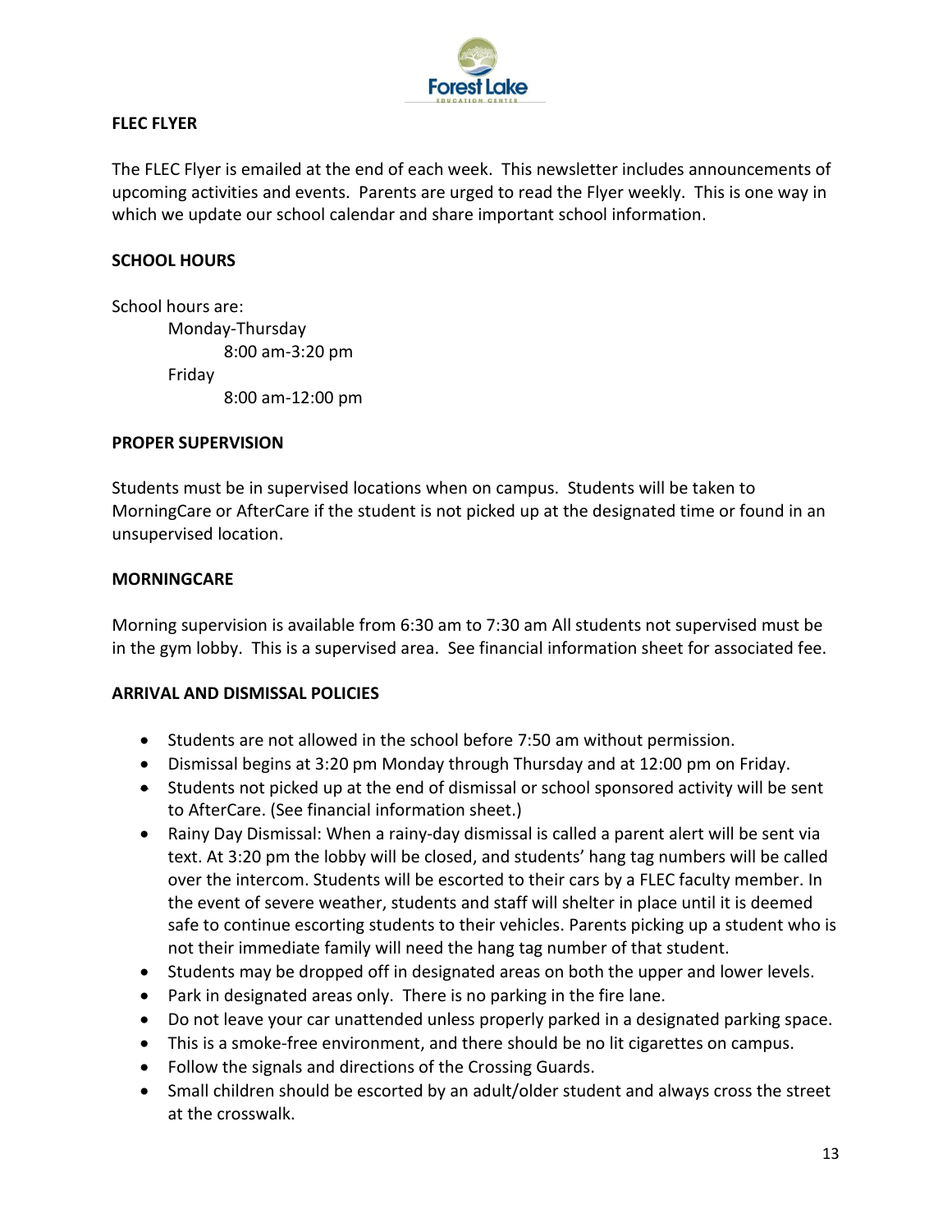## FLEC FLYER

The FLEC Flyer is emailed at the end of each week. This newsletter includes announcements of upcoming activities and events. Parents are urged to read the Flyer weekly. This is one way in which we update our school calendar and share important school information.

## SCHOOL HOURS

School hours are:

- Monday-Thursday
  - 8:00 am-3:20 pm
- Friday
  - 8:00 am-12:00 pm

## PROPER SUPERVISION

Students must be in supervised locations when on campus. Students will be taken to MorningCare or AfterCare if the student is not picked up at the designated time or found in an unsupervised location.

## MORNINGCARE

Morning supervision is available from 6:30 am to 7:30 am All students not supervised must be in the gym lobby. This is a supervised area. See financial information sheet for associated fee.

## ARRIVAL AND DISMISSAL POLICIES

- Students are not allowed in the school before 7:50 am without permission.
- Dismissal begins at 3:20 pm Monday through Thursday and at 12:00 pm on Friday.
- Students not picked up at the end of dismissal or school sponsored activity will be sent to AfterCare. (See financial information sheet.)
- Rainy Day Dismissal: When a rainy-day dismissal is called a parent alert will be sent via text. At 3:20 pm the lobby will be closed, and students' hang tag numbers will be called over the intercom. Students will be escorted to their cars by a FLEC faculty member. In the event of severe weather, students and staff will shelter in place until it is deemed safe to continue escorting students to their vehicles. Parents picking up a student who is not their immediate family will need the hang tag number of that student.
- Students may be dropped off in designated areas on both the upper and lower levels.
- Park in designated areas only. There is no parking in the fire lane.
- Do not leave your car unattended unless properly parked in a designated parking space.
- This is a smoke-free environment, and there should be no lit cigarettes on campus.
- Follow the signals and directions of the Crossing Guards.
- Small children should be escorted by an adult/older student and always cross the street at the crosswalk.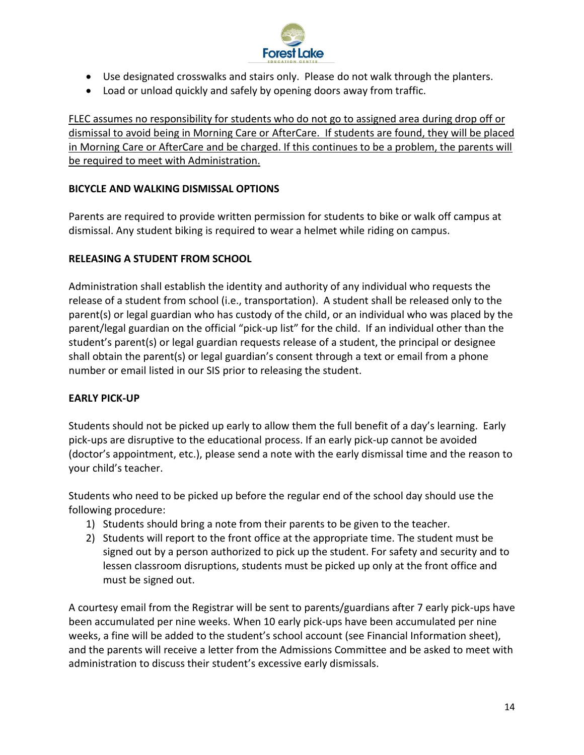- Use designated crosswalks and stairs only. Please do not walk through the planters.
- Load or unload quickly and safely by opening doors away from traffic.

<u>FLEC assumes no responsibility for students who do not go to assigned area during drop off or dismissal to avoid being in Morning Care or AfterCare. If students are found, they will be placed in Morning Care or AfterCare and be charged. If this continues to be a problem, the parents will be required to meet with Administration.</u>

**BICYCLE AND WALKING DISMISSAL OPTIONS**

Parents are required to provide written permission for students to bike or walk off campus at dismissal. Any student biking is required to wear a helmet while riding on campus.

**RELEASING A STUDENT FROM SCHOOL**

Administration shall establish the identity and authority of any individual who requests the release of a student from school (i.e., transportation). A student shall be released only to the parent(s) or legal guardian who has custody of the child, or an individual who was placed by the parent/legal guardian on the official "pick-up list" for the child. If an individual other than the student's parent(s) or legal guardian requests release of a student, the principal or designee shall obtain the parent(s) or legal guardian's consent through a text or email from a phone number or email listed in our SIS prior to releasing the student.

**EARLY PICK-UP**

Students should not be picked up early to allow them the full benefit of a day's learning. Early pick-ups are disruptive to the educational process. If an early pick-up cannot be avoided (doctor's appointment, etc.), please send a note with the early dismissal time and the reason to your child's teacher.

Students who need to be picked up before the regular end of the school day should use the following procedure:

1) Students should bring a note from their parents to be given to the teacher.
2) Students will report to the front office at the appropriate time. The student must be signed out by a person authorized to pick up the student. For safety and security and to lessen classroom disruptions, students must be picked up only at the front office and must be signed out.

A courtesy email from the Registrar will be sent to parents/guardians after 7 early pick-ups have been accumulated per nine weeks. When 10 early pick-ups have been accumulated per nine weeks, a fine will be added to the student's school account (see Financial Information sheet), and the parents will receive a letter from the Admissions Committee and be asked to meet with administration to discuss their student's excessive early dismissals.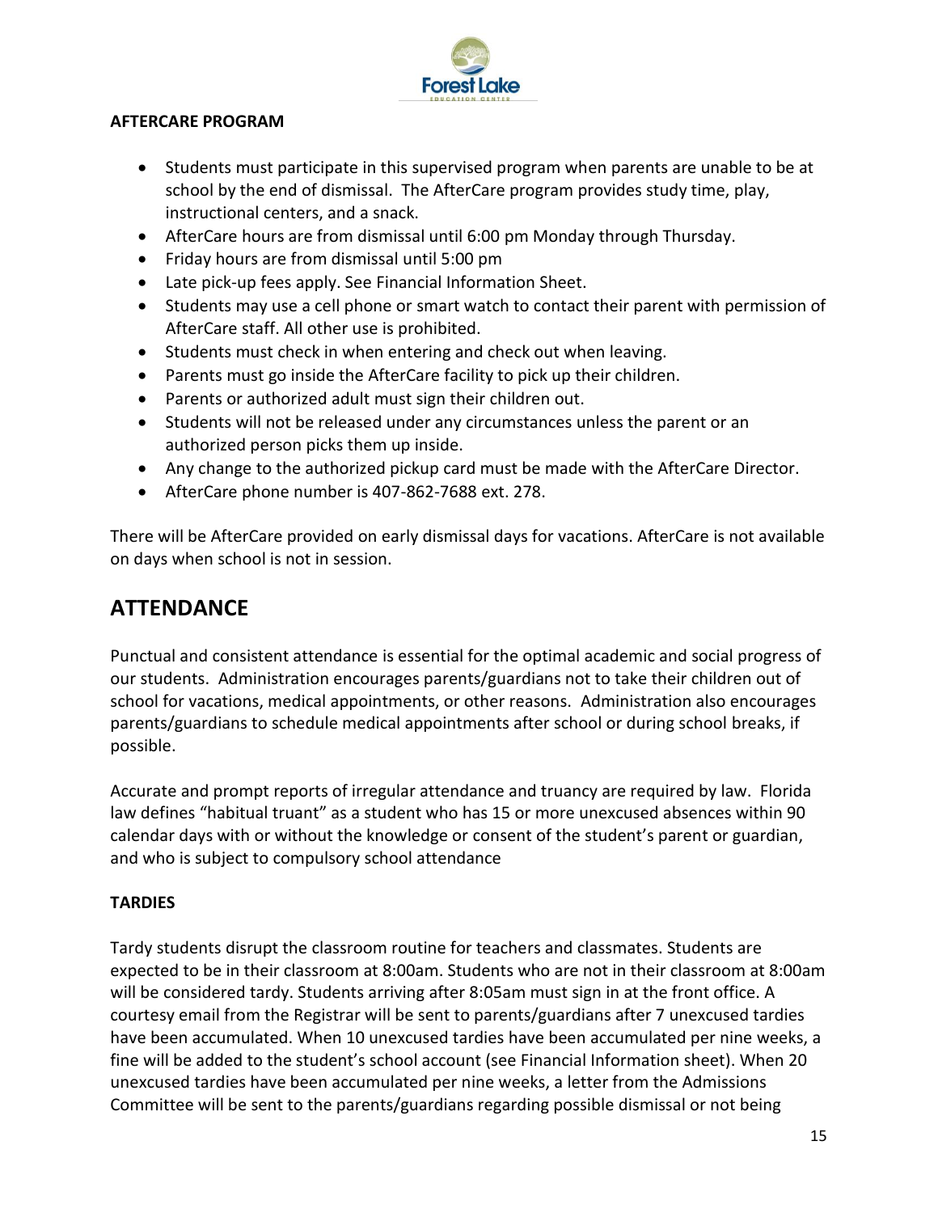**AFTERCARE PROGRAM**

- Students must participate in this supervised program when parents are unable to be at school by the end of dismissal. The AfterCare program provides study time, play, instructional centers, and a snack.
- AfterCare hours are from dismissal until 6:00 pm Monday through Thursday.
- Friday hours are from dismissal until 5:00 pm
- Late pick-up fees apply. See Financial Information Sheet.
- Students may use a cell phone or smart watch to contact their parent with permission of AfterCare staff. All other use is prohibited.
- Students must check in when entering and check out when leaving.
- Parents must go inside the AfterCare facility to pick up their children.
- Parents or authorized adult must sign their children out.
- Students will not be released under any circumstances unless the parent or an authorized person picks them up inside.
- Any change to the authorized pickup card must be made with the AfterCare Director.
- AfterCare phone number is 407-862-7688 ext. 278.

There will be AfterCare provided on early dismissal days for vacations. AfterCare is not available on days when school is not in session.

## ATTENDANCE

Punctual and consistent attendance is essential for the optimal academic and social progress of our students. Administration encourages parents/guardians not to take their children out of school for vacations, medical appointments, or other reasons. Administration also encourages parents/guardians to schedule medical appointments after school or during school breaks, if possible.

Accurate and prompt reports of irregular attendance and truancy are required by law. Florida law defines "habitual truant" as a student who has 15 or more unexcused absences within 90 calendar days with or without the knowledge or consent of the student's parent or guardian, and who is subject to compulsory school attendance

**TARDIES**

Tardy students disrupt the classroom routine for teachers and classmates. Students are expected to be in their classroom at 8:00am. Students who are not in their classroom at 8:00am will be considered tardy. Students arriving after 8:05am must sign in at the front office. A courtesy email from the Registrar will be sent to parents/guardians after 7 unexcused tardies have been accumulated. When 10 unexcused tardies have been accumulated per nine weeks, a fine will be added to the student's school account (see Financial Information sheet). When 20 unexcused tardies have been accumulated per nine weeks, a letter from the Admissions Committee will be sent to the parents/guardians regarding possible dismissal or not being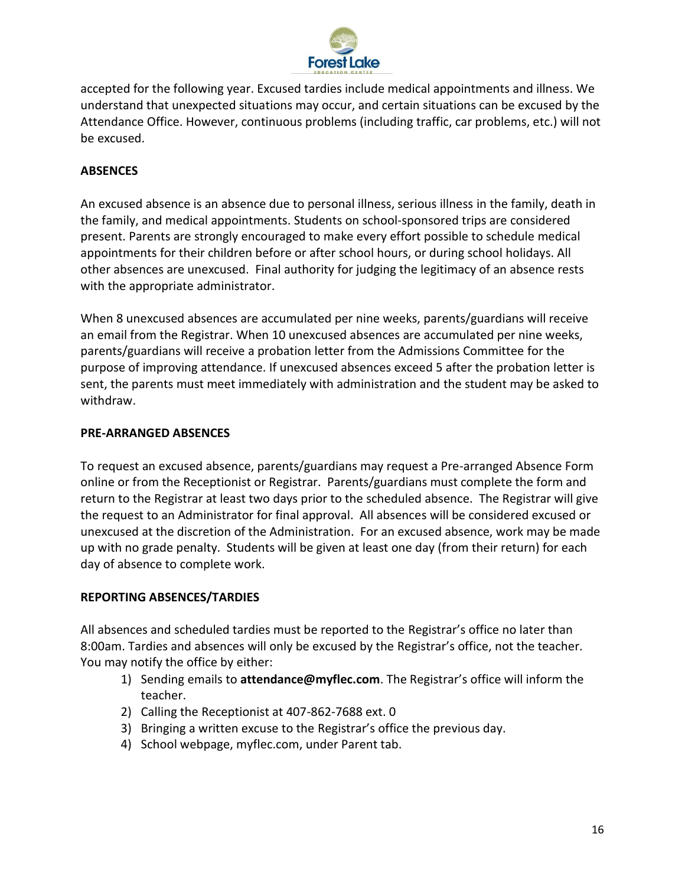accepted for the following year. Excused tardies include medical appointments and illness. We understand that unexpected situations may occur, and certain situations can be excused by the Attendance Office. However, continuous problems (including traffic, car problems, etc.) will not be excused.

**ABSENCES**

An excused absence is an absence due to personal illness, serious illness in the family, death in the family, and medical appointments. Students on school-sponsored trips are considered present. Parents are strongly encouraged to make every effort possible to schedule medical appointments for their children before or after school hours, or during school holidays. All other absences are unexcused. Final authority for judging the legitimacy of an absence rests with the appropriate administrator.

When 8 unexcused absences are accumulated per nine weeks, parents/guardians will receive an email from the Registrar. When 10 unexcused absences are accumulated per nine weeks, parents/guardians will receive a probation letter from the Admissions Committee for the purpose of improving attendance. If unexcused absences exceed 5 after the probation letter is sent, the parents must meet immediately with administration and the student may be asked to withdraw.

**PRE-ARRANGED ABSENCES**

To request an excused absence, parents/guardians may request a Pre-arranged Absence Form online or from the Receptionist or Registrar. Parents/guardians must complete the form and return to the Registrar at least two days prior to the scheduled absence. The Registrar will give the request to an Administrator for final approval. All absences will be considered excused or unexcused at the discretion of the Administration. For an excused absence, work may be made up with no grade penalty. Students will be given at least one day (from their return) for each day of absence to complete work.

**REPORTING ABSENCES/TARDIES**

All absences and scheduled tardies must be reported to the Registrar's office no later than 8:00am. Tardies and absences will only be excused by the Registrar's office, not the teacher. You may notify the office by either:

1) Sending emails to **attendance@myflec.com**. The Registrar's office will inform the teacher.
2) Calling the Receptionist at 407-862-7688 ext. 0
3) Bringing a written excuse to the Registrar's office the previous day.
4) School webpage, myflec.com, under Parent tab.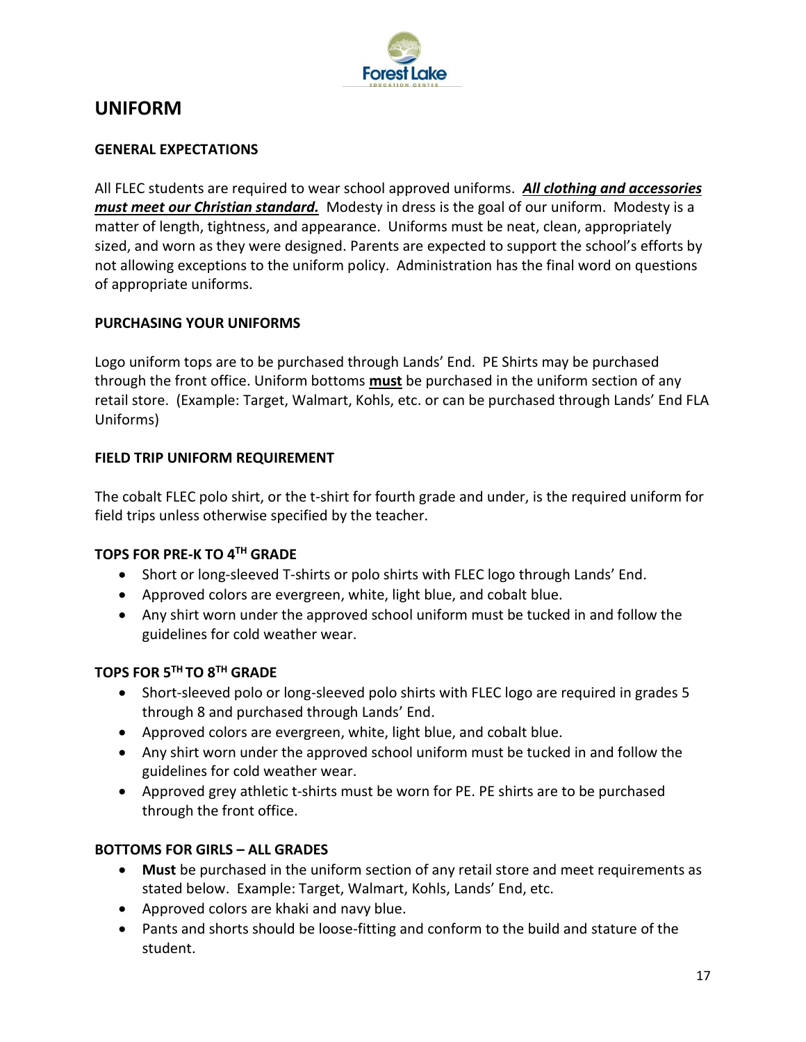# UNIFORM

### GENERAL EXPECTATIONS

All FLEC students are required to wear school approved uniforms. ***All clothing and accessories must meet our Christian standard.*** Modesty in dress is the goal of our uniform. Modesty is a matter of length, tightness, and appearance. Uniforms must be neat, clean, appropriately sized, and worn as they were designed. Parents are expected to support the school's efforts by not allowing exceptions to the uniform policy. Administration has the final word on questions of appropriate uniforms.

### PURCHASING YOUR UNIFORMS

Logo uniform tops are to be purchased through Lands' End. PE Shirts may be purchased through the front office. Uniform bottoms **must** be purchased in the uniform section of any retail store. (Example: Target, Walmart, Kohls, etc. or can be purchased through Lands' End FLA Uniforms)

### FIELD TRIP UNIFORM REQUIREMENT

The cobalt FLEC polo shirt, or the t-shirt for fourth grade and under, is the required uniform for field trips unless otherwise specified by the teacher.

### TOPS FOR PRE-K TO 4TH GRADE

- Short or long-sleeved T-shirts or polo shirts with FLEC logo through Lands' End.
- Approved colors are evergreen, white, light blue, and cobalt blue.
- Any shirt worn under the approved school uniform must be tucked in and follow the guidelines for cold weather wear.

### TOPS FOR 5TH TO 8TH GRADE

- Short-sleeved polo or long-sleeved polo shirts with FLEC logo are required in grades 5 through 8 and purchased through Lands' End.
- Approved colors are evergreen, white, light blue, and cobalt blue.
- Any shirt worn under the approved school uniform must be tucked in and follow the guidelines for cold weather wear.
- Approved grey athletic t-shirts must be worn for PE. PE shirts are to be purchased through the front office.

### BOTTOMS FOR GIRLS – ALL GRADES

- **Must** be purchased in the uniform section of any retail store and meet requirements as stated below. Example: Target, Walmart, Kohls, Lands' End, etc.
- Approved colors are khaki and navy blue.
- Pants and shorts should be loose-fitting and conform to the build and stature of the student.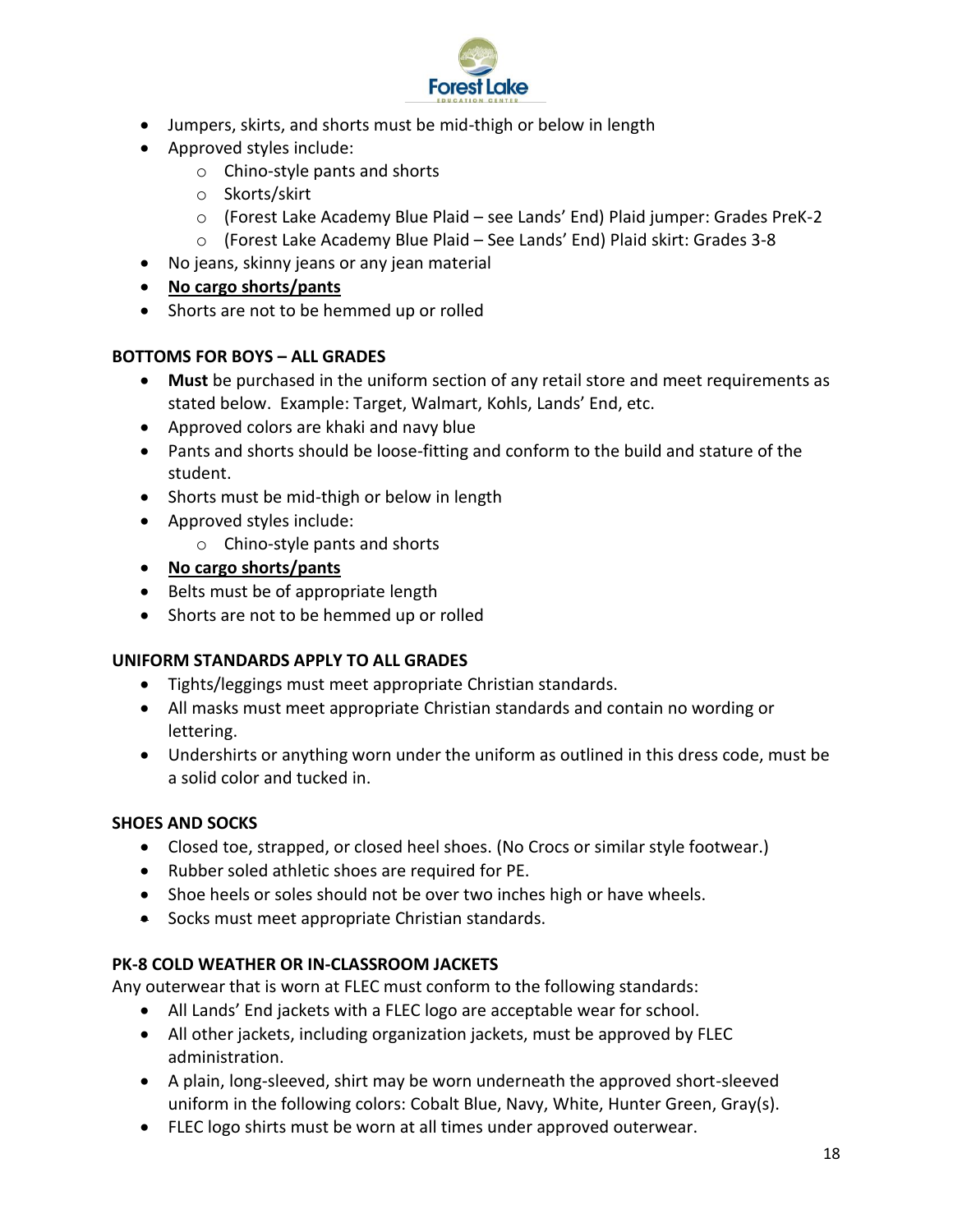- Jumpers, skirts, and shorts must be mid-thigh or below in length
- Approved styles include:
    - Chino-style pants and shorts
    - Skorts/skirt
    - (Forest Lake Academy Blue Plaid – see Lands' End) Plaid jumper: Grades PreK-2
    - (Forest Lake Academy Blue Plaid – See Lands' End) Plaid skirt: Grades 3-8
- No jeans, skinny jeans or any jean material
- **<u>No cargo shorts/pants</u>**
- Shorts are not to be hemmed up or rolled

**BOTTOMS FOR BOYS – ALL GRADES**

- **Must** be purchased in the uniform section of any retail store and meet requirements as stated below. Example: Target, Walmart, Kohls, Lands' End, etc.
- Approved colors are khaki and navy blue
- Pants and shorts should be loose-fitting and conform to the build and stature of the student.
- Shorts must be mid-thigh or below in length
- Approved styles include:
    - Chino-style pants and shorts
- **<u>No cargo shorts/pants</u>**
- Belts must be of appropriate length
- Shorts are not to be hemmed up or rolled

**UNIFORM STANDARDS APPLY TO ALL GRADES**

- Tights/leggings must meet appropriate Christian standards.
- All masks must meet appropriate Christian standards and contain no wording or lettering.
- Undershirts or anything worn under the uniform as outlined in this dress code, must be a solid color and tucked in.

**SHOES AND SOCKS**

- Closed toe, strapped, or closed heel shoes. (No Crocs or similar style footwear.)
- Rubber soled athletic shoes are required for PE.
- Shoe heels or soles should not be over two inches high or have wheels.
- Socks must meet appropriate Christian standards.

**PK-8 COLD WEATHER OR IN-CLASSROOM JACKETS**

Any outerwear that is worn at FLEC must conform to the following standards:

- All Lands' End jackets with a FLEC logo are acceptable wear for school.
- All other jackets, including organization jackets, must be approved by FLEC administration.
- A plain, long-sleeved, shirt may be worn underneath the approved short-sleeved uniform in the following colors: Cobalt Blue, Navy, White, Hunter Green, Gray(s).
- FLEC logo shirts must be worn at all times under approved outerwear.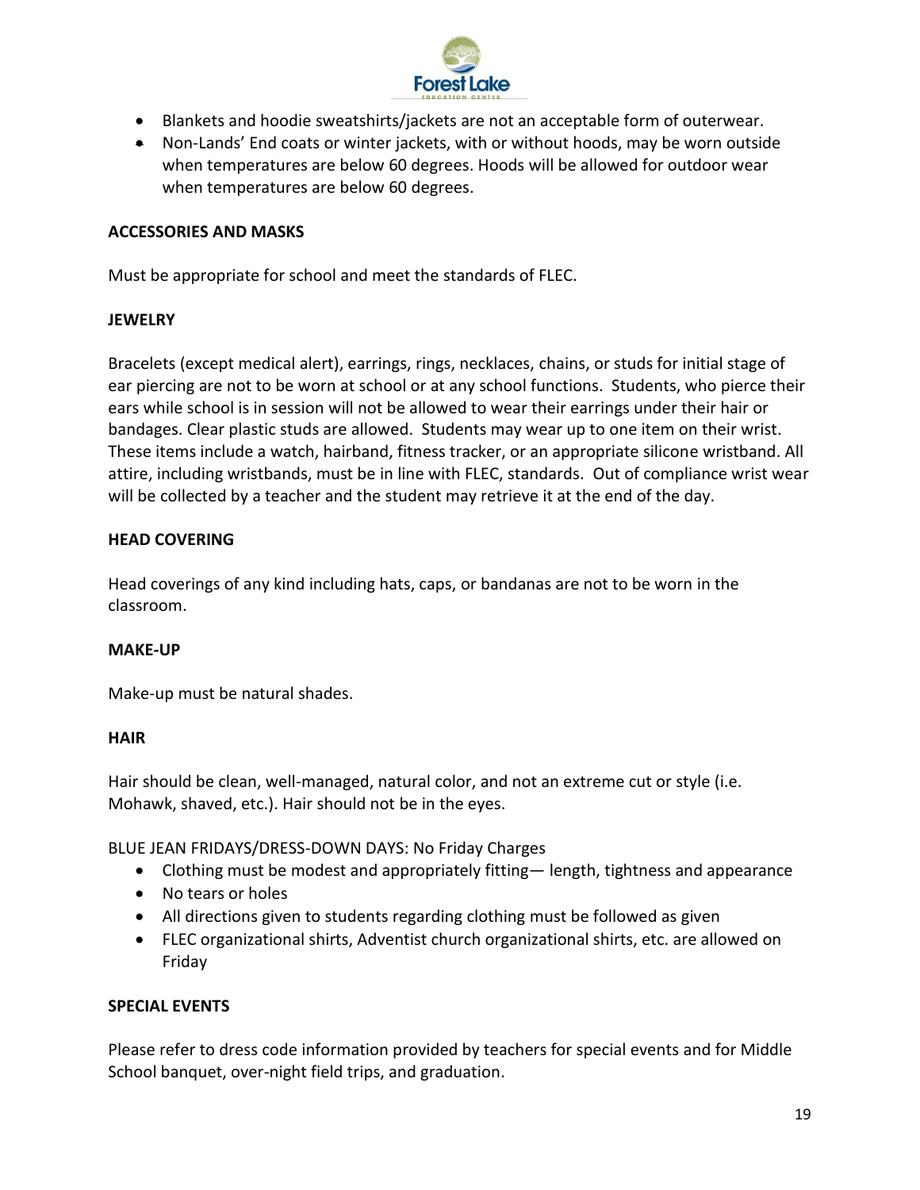- Blankets and hoodie sweatshirts/jackets are not an acceptable form of outerwear.
- Non-Lands' End coats or winter jackets, with or without hoods, may be worn outside when temperatures are below 60 degrees. Hoods will be allowed for outdoor wear when temperatures are below 60 degrees.

**ACCESSORIES AND MASKS**

Must be appropriate for school and meet the standards of FLEC.

**JEWELRY**

Bracelets (except medical alert), earrings, rings, necklaces, chains, or studs for initial stage of ear piercing are not to be worn at school or at any school functions. Students, who pierce their ears while school is in session will not be allowed to wear their earrings under their hair or bandages. Clear plastic studs are allowed. Students may wear up to one item on their wrist. These items include a watch, hairband, fitness tracker, or an appropriate silicone wristband. All attire, including wristbands, must be in line with FLEC, standards. Out of compliance wrist wear will be collected by a teacher and the student may retrieve it at the end of the day.

**HEAD COVERING**

Head coverings of any kind including hats, caps, or bandanas are not to be worn in the classroom.

**MAKE-UP**

Make-up must be natural shades.

**HAIR**

Hair should be clean, well-managed, natural color, and not an extreme cut or style (i.e. Mohawk, shaved, etc.). Hair should not be in the eyes.

BLUE JEAN FRIDAYS/DRESS-DOWN DAYS: No Friday Charges

- Clothing must be modest and appropriately fitting— length, tightness and appearance
- No tears or holes
- All directions given to students regarding clothing must be followed as given
- FLEC organizational shirts, Adventist church organizational shirts, etc. are allowed on Friday

**SPECIAL EVENTS**

Please refer to dress code information provided by teachers for special events and for Middle School banquet, over-night field trips, and graduation.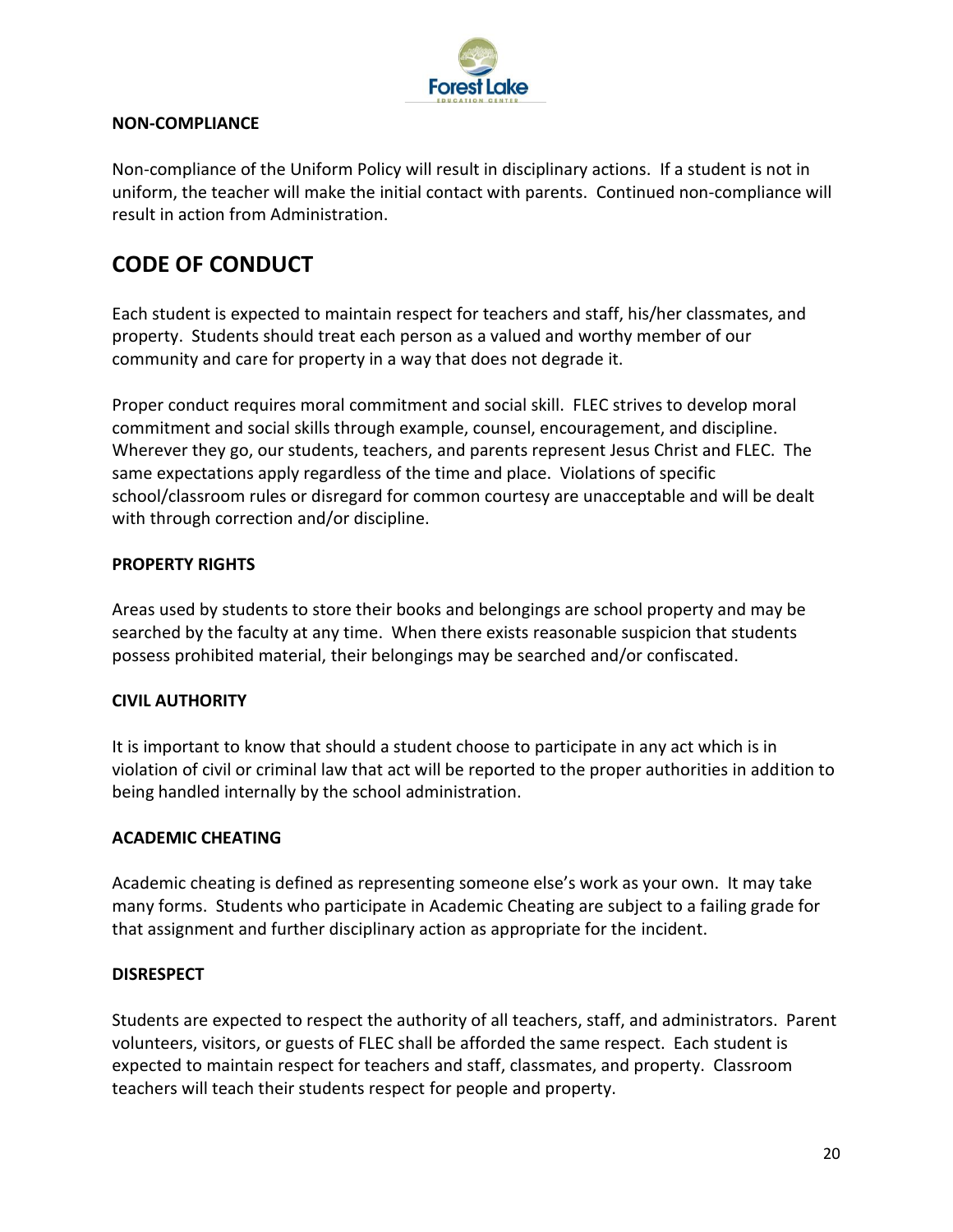### NON-COMPLIANCE

Non-compliance of the Uniform Policy will result in disciplinary actions. If a student is not in uniform, the teacher will make the initial contact with parents. Continued non-compliance will result in action from Administration.

## CODE OF CONDUCT

Each student is expected to maintain respect for teachers and staff, his/her classmates, and property. Students should treat each person as a valued and worthy member of our community and care for property in a way that does not degrade it.

Proper conduct requires moral commitment and social skill. FLEC strives to develop moral commitment and social skills through example, counsel, encouragement, and discipline. Wherever they go, our students, teachers, and parents represent Jesus Christ and FLEC. The same expectations apply regardless of the time and place. Violations of specific school/classroom rules or disregard for common courtesy are unacceptable and will be dealt with through correction and/or discipline.

### PROPERTY RIGHTS

Areas used by students to store their books and belongings are school property and may be searched by the faculty at any time. When there exists reasonable suspicion that students possess prohibited material, their belongings may be searched and/or confiscated.

### CIVIL AUTHORITY

It is important to know that should a student choose to participate in any act which is in violation of civil or criminal law that act will be reported to the proper authorities in addition to being handled internally by the school administration.

### ACADEMIC CHEATING

Academic cheating is defined as representing someone else's work as your own. It may take many forms. Students who participate in Academic Cheating are subject to a failing grade for that assignment and further disciplinary action as appropriate for the incident.

### DISRESPECT

Students are expected to respect the authority of all teachers, staff, and administrators. Parent volunteers, visitors, or guests of FLEC shall be afforded the same respect. Each student is expected to maintain respect for teachers and staff, classmates, and property. Classroom teachers will teach their students respect for people and property.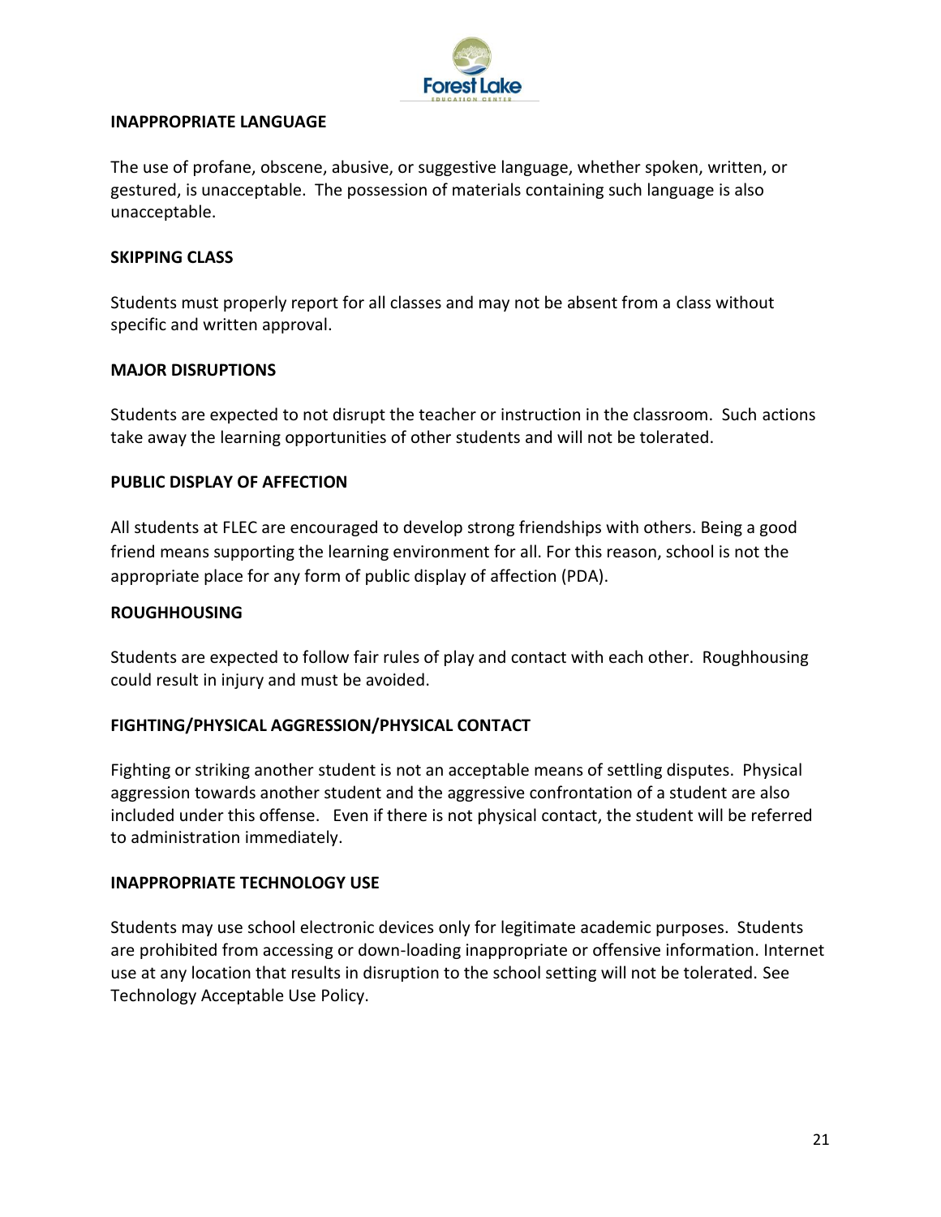## INAPPROPRIATE LANGUAGE

The use of profane, obscene, abusive, or suggestive language, whether spoken, written, or gestured, is unacceptable. The possession of materials containing such language is also unacceptable.

## SKIPPING CLASS

Students must properly report for all classes and may not be absent from a class without specific and written approval.

## MAJOR DISRUPTIONS

Students are expected to not disrupt the teacher or instruction in the classroom. Such actions take away the learning opportunities of other students and will not be tolerated.

## PUBLIC DISPLAY OF AFFECTION

All students at FLEC are encouraged to develop strong friendships with others. Being a good friend means supporting the learning environment for all. For this reason, school is not the appropriate place for any form of public display of affection (PDA).

## ROUGHHOUSING

Students are expected to follow fair rules of play and contact with each other. Roughhousing could result in injury and must be avoided.

## FIGHTING/PHYSICAL AGGRESSION/PHYSICAL CONTACT

Fighting or striking another student is not an acceptable means of settling disputes. Physical aggression towards another student and the aggressive confrontation of a student are also included under this offense. Even if there is not physical contact, the student will be referred to administration immediately.

## INAPPROPRIATE TECHNOLOGY USE

Students may use school electronic devices only for legitimate academic purposes. Students are prohibited from accessing or down-loading inappropriate or offensive information. Internet use at any location that results in disruption to the school setting will not be tolerated. See Technology Acceptable Use Policy.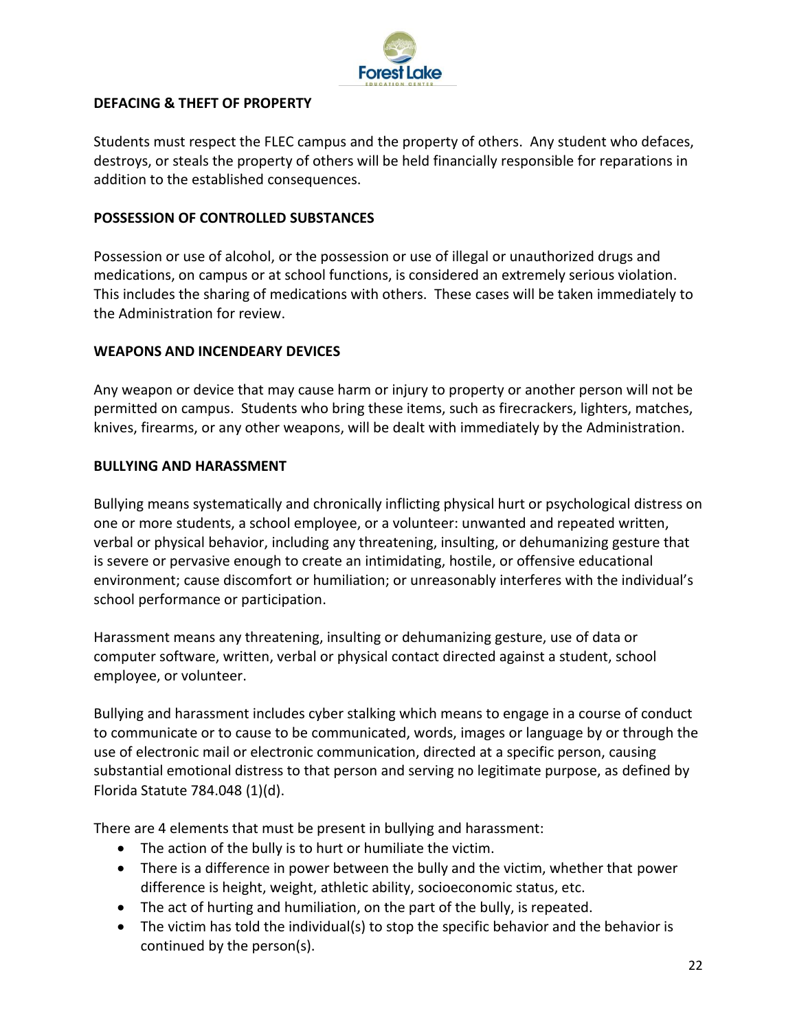## DEFACING & THEFT OF PROPERTY

Students must respect the FLEC campus and the property of others. Any student who defaces, destroys, or steals the property of others will be held financially responsible for reparations in addition to the established consequences.

## POSSESSION OF CONTROLLED SUBSTANCES

Possession or use of alcohol, or the possession or use of illegal or unauthorized drugs and medications, on campus or at school functions, is considered an extremely serious violation. This includes the sharing of medications with others. These cases will be taken immediately to the Administration for review.

## WEAPONS AND INCENDEARY DEVICES

Any weapon or device that may cause harm or injury to property or another person will not be permitted on campus. Students who bring these items, such as firecrackers, lighters, matches, knives, firearms, or any other weapons, will be dealt with immediately by the Administration.

## BULLYING AND HARASSMENT

Bullying means systematically and chronically inflicting physical hurt or psychological distress on one or more students, a school employee, or a volunteer: unwanted and repeated written, verbal or physical behavior, including any threatening, insulting, or dehumanizing gesture that is severe or pervasive enough to create an intimidating, hostile, or offensive educational environment; cause discomfort or humiliation; or unreasonably interferes with the individual's school performance or participation.

Harassment means any threatening, insulting or dehumanizing gesture, use of data or computer software, written, verbal or physical contact directed against a student, school employee, or volunteer.

Bullying and harassment includes cyber stalking which means to engage in a course of conduct to communicate or to cause to be communicated, words, images or language by or through the use of electronic mail or electronic communication, directed at a specific person, causing substantial emotional distress to that person and serving no legitimate purpose, as defined by Florida Statute 784.048 (1)(d).

There are 4 elements that must be present in bullying and harassment:

- The action of the bully is to hurt or humiliate the victim.
- There is a difference in power between the bully and the victim, whether that power difference is height, weight, athletic ability, socioeconomic status, etc.
- The act of hurting and humiliation, on the part of the bully, is repeated.
- The victim has told the individual(s) to stop the specific behavior and the behavior is continued by the person(s).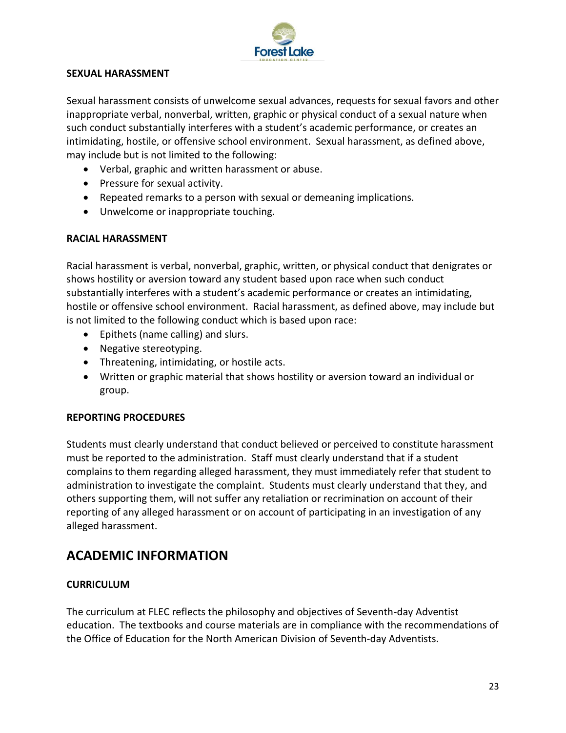### SEXUAL HARASSMENT

Sexual harassment consists of unwelcome sexual advances, requests for sexual favors and other inappropriate verbal, nonverbal, written, graphic or physical conduct of a sexual nature when such conduct substantially interferes with a student's academic performance, or creates an intimidating, hostile, or offensive school environment. Sexual harassment, as defined above, may include but is not limited to the following:

- Verbal, graphic and written harassment or abuse.
- Pressure for sexual activity.
- Repeated remarks to a person with sexual or demeaning implications.
- Unwelcome or inappropriate touching.

### RACIAL HARASSMENT

Racial harassment is verbal, nonverbal, graphic, written, or physical conduct that denigrates or shows hostility or aversion toward any student based upon race when such conduct substantially interferes with a student's academic performance or creates an intimidating, hostile or offensive school environment. Racial harassment, as defined above, may include but is not limited to the following conduct which is based upon race:

- Epithets (name calling) and slurs.
- Negative stereotyping.
- Threatening, intimidating, or hostile acts.
- Written or graphic material that shows hostility or aversion toward an individual or group.

### REPORTING PROCEDURES

Students must clearly understand that conduct believed or perceived to constitute harassment must be reported to the administration. Staff must clearly understand that if a student complains to them regarding alleged harassment, they must immediately refer that student to administration to investigate the complaint. Students must clearly understand that they, and others supporting them, will not suffer any retaliation or recrimination on account of their reporting of any alleged harassment or on account of participating in an investigation of any alleged harassment.

## ACADEMIC INFORMATION

### CURRICULUM

The curriculum at FLEC reflects the philosophy and objectives of Seventh-day Adventist education. The textbooks and course materials are in compliance with the recommendations of the Office of Education for the North American Division of Seventh-day Adventists.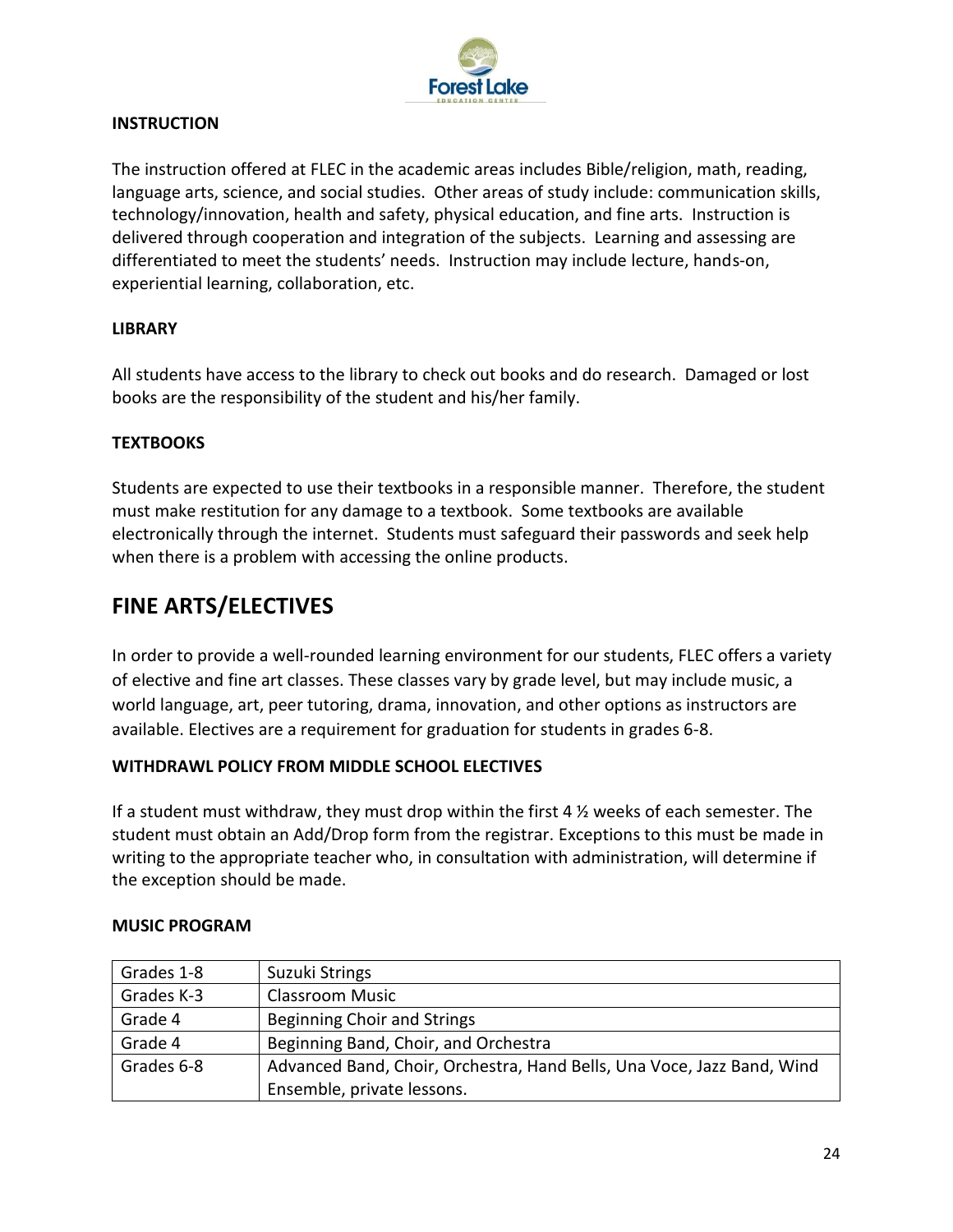**INSTRUCTION**

The instruction offered at FLEC in the academic areas includes Bible/religion, math, reading, language arts, science, and social studies. Other areas of study include: communication skills, technology/innovation, health and safety, physical education, and fine arts. Instruction is delivered through cooperation and integration of the subjects. Learning and assessing are differentiated to meet the students' needs. Instruction may include lecture, hands-on, experiential learning, collaboration, etc.

**LIBRARY**

All students have access to the library to check out books and do research. Damaged or lost books are the responsibility of the student and his/her family.

**TEXTBOOKS**

Students are expected to use their textbooks in a responsible manner. Therefore, the student must make restitution for any damage to a textbook. Some textbooks are available electronically through the internet. Students must safeguard their passwords and seek help when there is a problem with accessing the online products.

# FINE ARTS/ELECTIVES

In order to provide a well-rounded learning environment for our students, FLEC offers a variety of elective and fine art classes. These classes vary by grade level, but may include music, a world language, art, peer tutoring, drama, innovation, and other options as instructors are available. Electives are a requirement for graduation for students in grades 6-8.

**WITHDRAWL POLICY FROM MIDDLE SCHOOL ELECTIVES**

If a student must withdraw, they must drop within the first 4 ½ weeks of each semester. The student must obtain an Add/Drop form from the registrar. Exceptions to this must be made in writing to the appropriate teacher who, in consultation with administration, will determine if the exception should be made.

**MUSIC PROGRAM**

| | |
|---|---|
| Grades 1-8 | Suzuki Strings |
| Grades K-3 | Classroom Music |
| Grade 4 | Beginning Choir and Strings |
| Grade 4 | Beginning Band, Choir, and Orchestra |
| Grades 6-8 | Advanced Band, Choir, Orchestra, Hand Bells, Una Voce, Jazz Band, Wind Ensemble, private lessons. |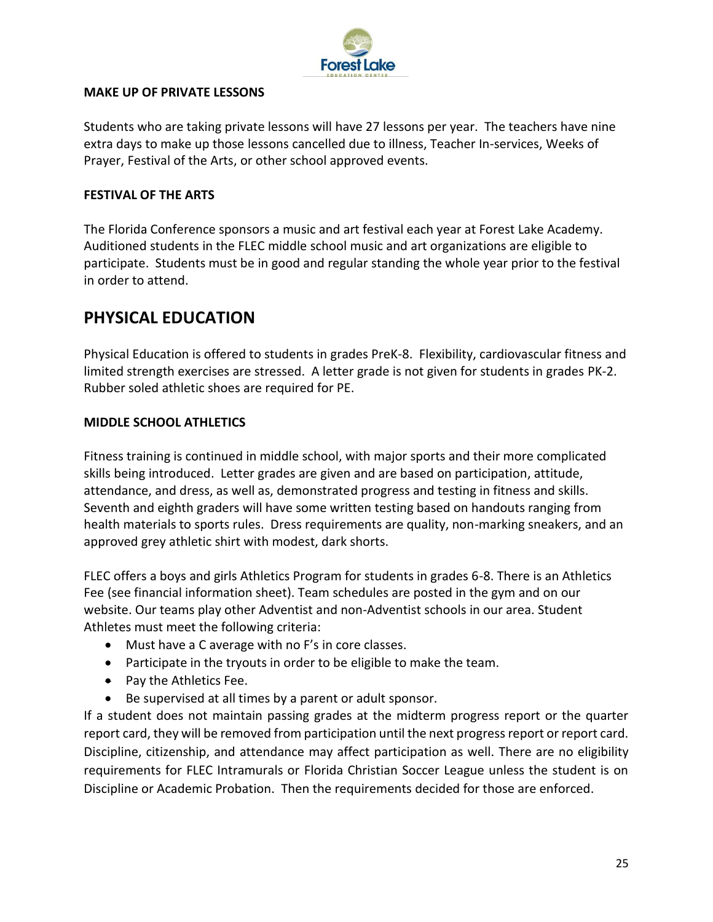### MAKE UP OF PRIVATE LESSONS

Students who are taking private lessons will have 27 lessons per year. The teachers have nine extra days to make up those lessons cancelled due to illness, Teacher In-services, Weeks of Prayer, Festival of the Arts, or other school approved events.

### FESTIVAL OF THE ARTS

The Florida Conference sponsors a music and art festival each year at Forest Lake Academy. Auditioned students in the FLEC middle school music and art organizations are eligible to participate. Students must be in good and regular standing the whole year prior to the festival in order to attend.

## PHYSICAL EDUCATION

Physical Education is offered to students in grades PreK-8. Flexibility, cardiovascular fitness and limited strength exercises are stressed. A letter grade is not given for students in grades PK-2. Rubber soled athletic shoes are required for PE.

### MIDDLE SCHOOL ATHLETICS

Fitness training is continued in middle school, with major sports and their more complicated skills being introduced. Letter grades are given and are based on participation, attitude, attendance, and dress, as well as, demonstrated progress and testing in fitness and skills. Seventh and eighth graders will have some written testing based on handouts ranging from health materials to sports rules. Dress requirements are quality, non-marking sneakers, and an approved grey athletic shirt with modest, dark shorts.

FLEC offers a boys and girls Athletics Program for students in grades 6-8. There is an Athletics Fee (see financial information sheet). Team schedules are posted in the gym and on our website. Our teams play other Adventist and non-Adventist schools in our area. Student Athletes must meet the following criteria:

- Must have a C average with no F's in core classes.
- Participate in the tryouts in order to be eligible to make the team.
- Pay the Athletics Fee.
- Be supervised at all times by a parent or adult sponsor.

If a student does not maintain passing grades at the midterm progress report or the quarter report card, they will be removed from participation until the next progress report or report card. Discipline, citizenship, and attendance may affect participation as well. There are no eligibility requirements for FLEC Intramurals or Florida Christian Soccer League unless the student is on Discipline or Academic Probation. Then the requirements decided for those are enforced.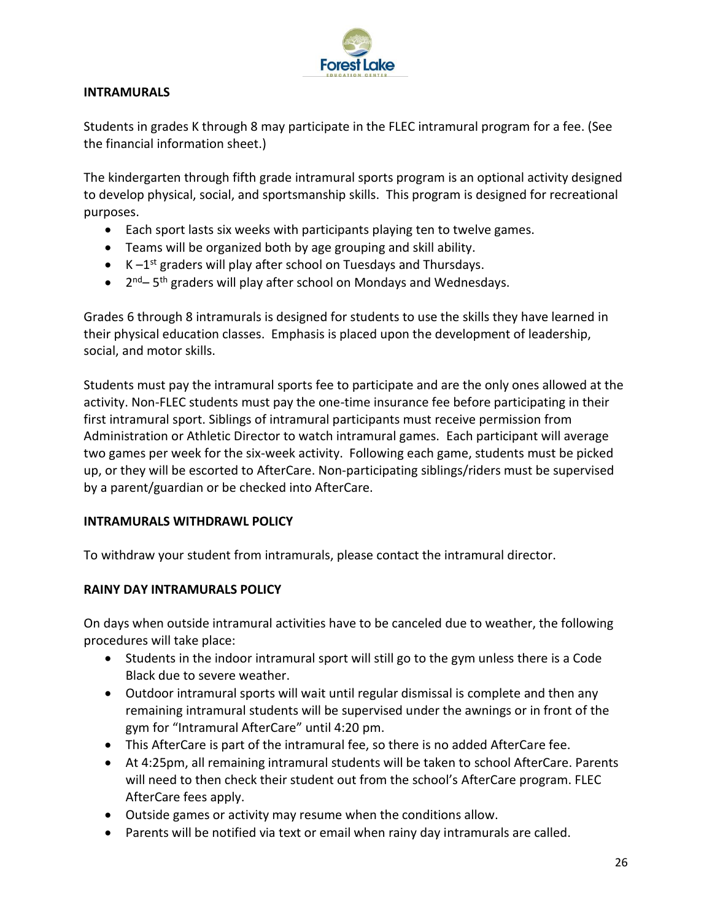## INTRAMURALS

Students in grades K through 8 may participate in the FLEC intramural program for a fee. (See the financial information sheet.)

The kindergarten through fifth grade intramural sports program is an optional activity designed to develop physical, social, and sportsmanship skills. This program is designed for recreational purposes.

- Each sport lasts six weeks with participants playing ten to twelve games.
- Teams will be organized both by age grouping and skill ability.
- K –1st graders will play after school on Tuesdays and Thursdays.
- 2nd– 5th graders will play after school on Mondays and Wednesdays.

Grades 6 through 8 intramurals is designed for students to use the skills they have learned in their physical education classes. Emphasis is placed upon the development of leadership, social, and motor skills.

Students must pay the intramural sports fee to participate and are the only ones allowed at the activity. Non-FLEC students must pay the one-time insurance fee before participating in their first intramural sport. Siblings of intramural participants must receive permission from Administration or Athletic Director to watch intramural games. Each participant will average two games per week for the six-week activity. Following each game, students must be picked up, or they will be escorted to AfterCare. Non-participating siblings/riders must be supervised by a parent/guardian or be checked into AfterCare.

## INTRAMURALS WITHDRAWL POLICY

To withdraw your student from intramurals, please contact the intramural director.

## RAINY DAY INTRAMURALS POLICY

On days when outside intramural activities have to be canceled due to weather, the following procedures will take place:

- Students in the indoor intramural sport will still go to the gym unless there is a Code Black due to severe weather.
- Outdoor intramural sports will wait until regular dismissal is complete and then any remaining intramural students will be supervised under the awnings or in front of the gym for "Intramural AfterCare" until 4:20 pm.
- This AfterCare is part of the intramural fee, so there is no added AfterCare fee.
- At 4:25pm, all remaining intramural students will be taken to school AfterCare. Parents will need to then check their student out from the school's AfterCare program. FLEC AfterCare fees apply.
- Outside games or activity may resume when the conditions allow.
- Parents will be notified via text or email when rainy day intramurals are called.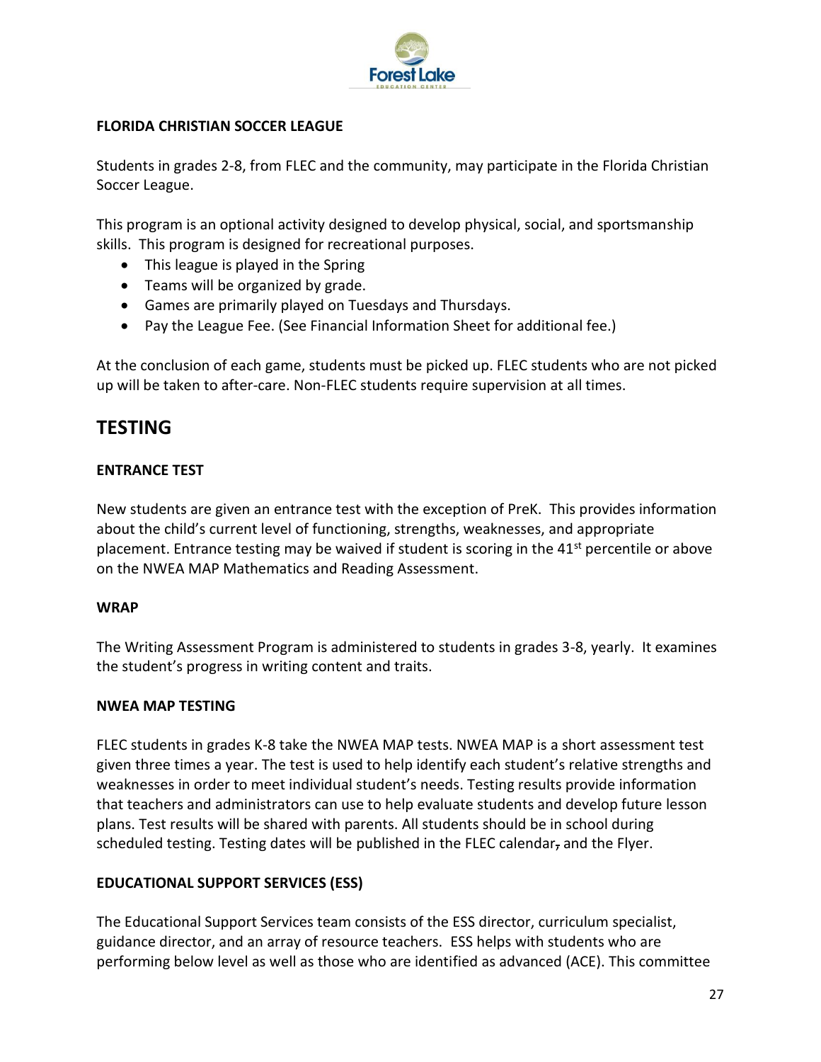**FLORIDA CHRISTIAN SOCCER LEAGUE**

Students in grades 2-8, from FLEC and the community, may participate in the Florida Christian Soccer League.

This program is an optional activity designed to develop physical, social, and sportsmanship skills. This program is designed for recreational purposes.

- This league is played in the Spring
- Teams will be organized by grade.
- Games are primarily played on Tuesdays and Thursdays.
- Pay the League Fee. (See Financial Information Sheet for additional fee.)

At the conclusion of each game, students must be picked up. FLEC students who are not picked up will be taken to after-care. Non-FLEC students require supervision at all times.

# TESTING

**ENTRANCE TEST**

New students are given an entrance test with the exception of PreK. This provides information about the child's current level of functioning, strengths, weaknesses, and appropriate placement. Entrance testing may be waived if student is scoring in the 41st percentile or above on the NWEA MAP Mathematics and Reading Assessment.

**WRAP**

The Writing Assessment Program is administered to students in grades 3-8, yearly. It examines the student's progress in writing content and traits.

**NWEA MAP TESTING**

FLEC students in grades K-8 take the NWEA MAP tests. NWEA MAP is a short assessment test given three times a year. The test is used to help identify each student's relative strengths and weaknesses in order to meet individual student's needs. Testing results provide information that teachers and administrators can use to help evaluate students and develop future lesson plans. Test results will be shared with parents. All students should be in school during scheduled testing. Testing dates will be published in the FLEC calendar and the Flyer.

**EDUCATIONAL SUPPORT SERVICES (ESS)**

The Educational Support Services team consists of the ESS director, curriculum specialist, guidance director, and an array of resource teachers. ESS helps with students who are performing below level as well as those who are identified as advanced (ACE). This committee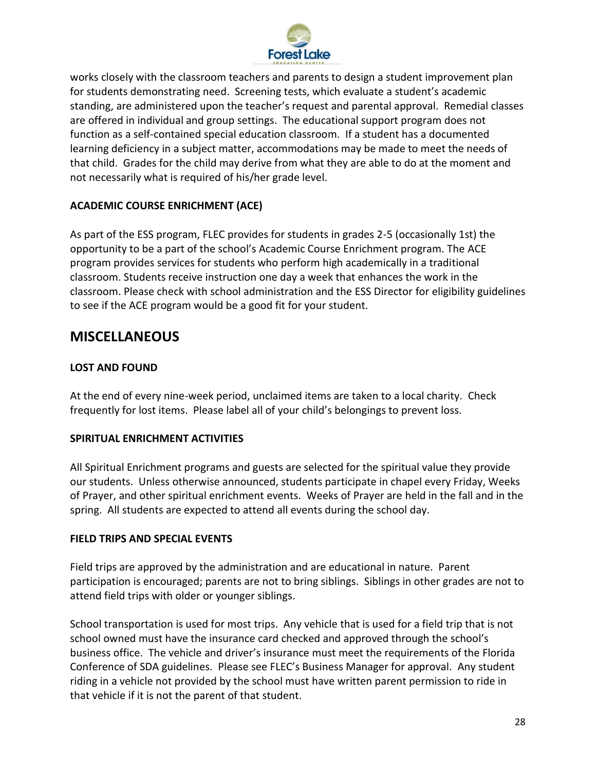works closely with the classroom teachers and parents to design a student improvement plan for students demonstrating need. Screening tests, which evaluate a student's academic standing, are administered upon the teacher's request and parental approval. Remedial classes are offered in individual and group settings. The educational support program does not function as a self-contained special education classroom. If a student has a documented learning deficiency in a subject matter, accommodations may be made to meet the needs of that child. Grades for the child may derive from what they are able to do at the moment and not necessarily what is required of his/her grade level.

### ACADEMIC COURSE ENRICHMENT (ACE)

As part of the ESS program, FLEC provides for students in grades 2-5 (occasionally 1st) the opportunity to be a part of the school's Academic Course Enrichment program. The ACE program provides services for students who perform high academically in a traditional classroom. Students receive instruction one day a week that enhances the work in the classroom. Please check with school administration and the ESS Director for eligibility guidelines to see if the ACE program would be a good fit for your student.

## MISCELLANEOUS

### LOST AND FOUND

At the end of every nine-week period, unclaimed items are taken to a local charity. Check frequently for lost items. Please label all of your child's belongings to prevent loss.

### SPIRITUAL ENRICHMENT ACTIVITIES

All Spiritual Enrichment programs and guests are selected for the spiritual value they provide our students. Unless otherwise announced, students participate in chapel every Friday, Weeks of Prayer, and other spiritual enrichment events. Weeks of Prayer are held in the fall and in the spring. All students are expected to attend all events during the school day.

### FIELD TRIPS AND SPECIAL EVENTS

Field trips are approved by the administration and are educational in nature. Parent participation is encouraged; parents are not to bring siblings. Siblings in other grades are not to attend field trips with older or younger siblings.

School transportation is used for most trips. Any vehicle that is used for a field trip that is not school owned must have the insurance card checked and approved through the school's business office. The vehicle and driver's insurance must meet the requirements of the Florida Conference of SDA guidelines. Please see FLEC's Business Manager for approval. Any student riding in a vehicle not provided by the school must have written parent permission to ride in that vehicle if it is not the parent of that student.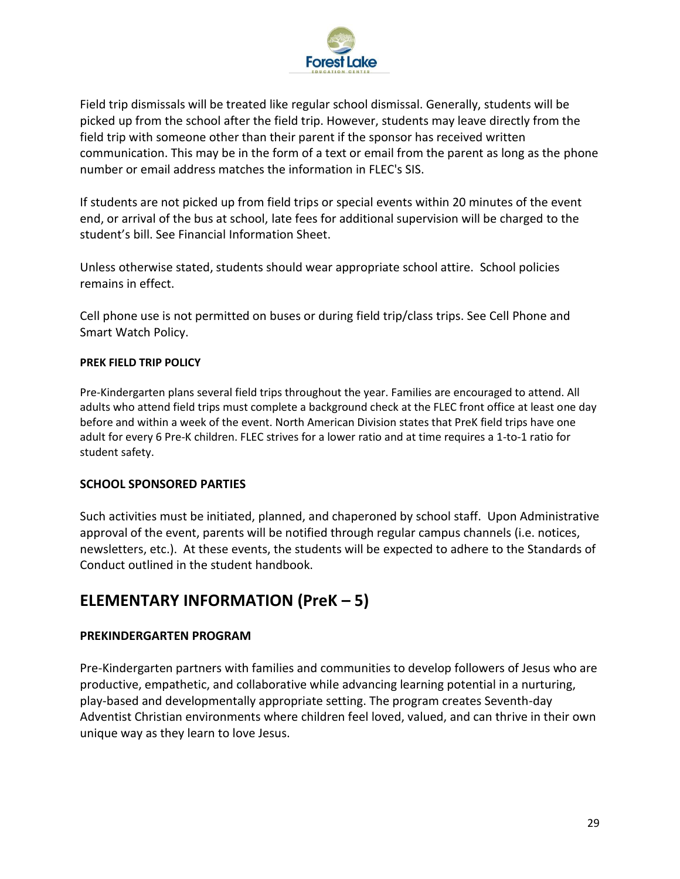Field trip dismissals will be treated like regular school dismissal. Generally, students will be picked up from the school after the field trip. However, students may leave directly from the field trip with someone other than their parent if the sponsor has received written communication. This may be in the form of a text or email from the parent as long as the phone number or email address matches the information in FLEC's SIS.

If students are not picked up from field trips or special events within 20 minutes of the event end, or arrival of the bus at school, late fees for additional supervision will be charged to the student's bill. See Financial Information Sheet.

Unless otherwise stated, students should wear appropriate school attire. School policies remains in effect.

Cell phone use is not permitted on buses or during field trip/class trips. See Cell Phone and Smart Watch Policy.

#### PREK FIELD TRIP POLICY

Pre-Kindergarten plans several field trips throughout the year. Families are encouraged to attend. All adults who attend field trips must complete a background check at the FLEC front office at least one day before and within a week of the event. North American Division states that PreK field trips have one adult for every 6 Pre-K children. FLEC strives for a lower ratio and at time requires a 1-to-1 ratio for student safety.

### SCHOOL SPONSORED PARTIES

Such activities must be initiated, planned, and chaperoned by school staff. Upon Administrative approval of the event, parents will be notified through regular campus channels (i.e. notices, newsletters, etc.). At these events, the students will be expected to adhere to the Standards of Conduct outlined in the student handbook.

## ELEMENTARY INFORMATION (PreK – 5)

### PREKINDERGARTEN PROGRAM

Pre-Kindergarten partners with families and communities to develop followers of Jesus who are productive, empathetic, and collaborative while advancing learning potential in a nurturing, play-based and developmentally appropriate setting. The program creates Seventh-day Adventist Christian environments where children feel loved, valued, and can thrive in their own unique way as they learn to love Jesus.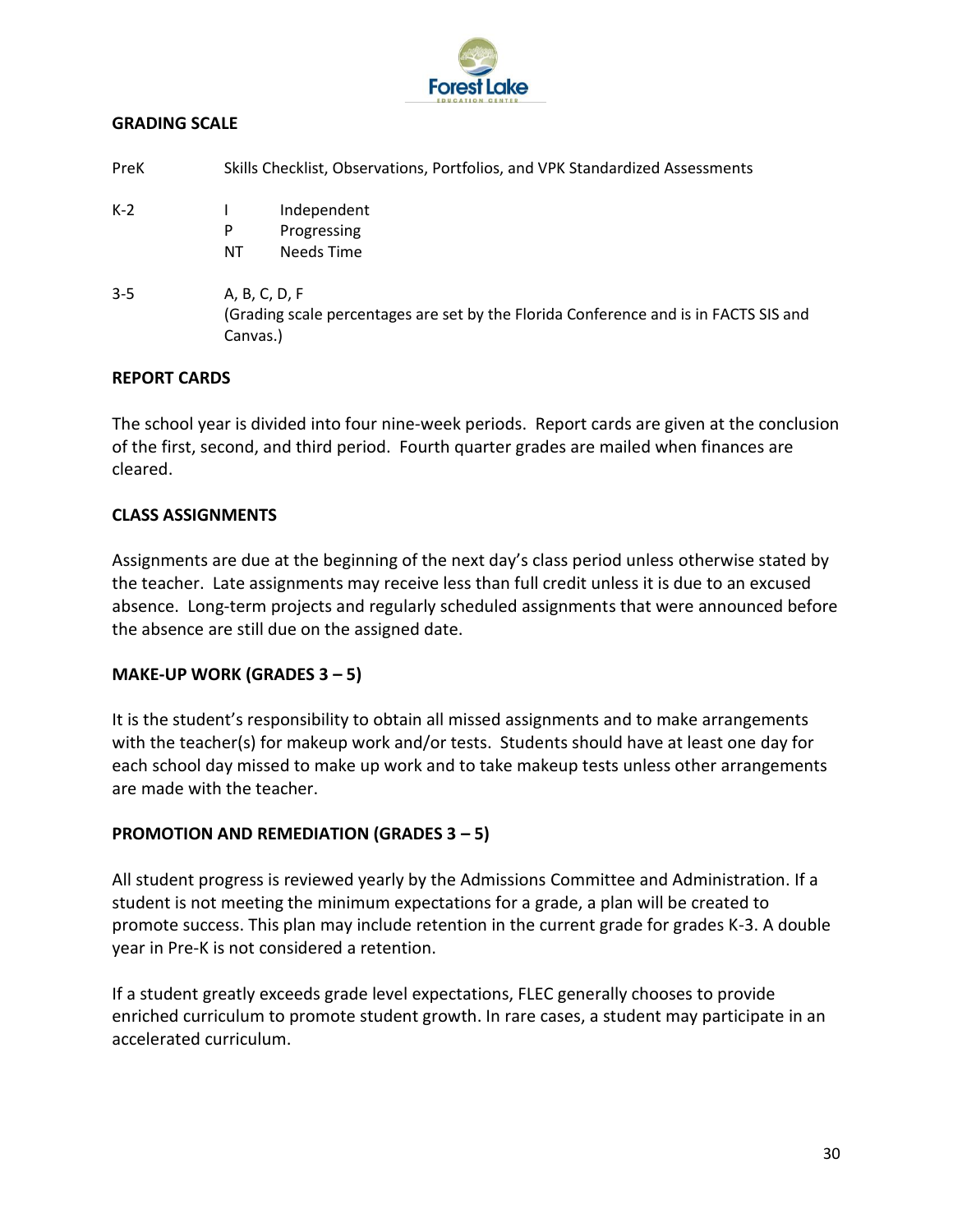## GRADING SCALE

| | | |
|---|---|---|
| PreK | Skills Checklist, Observations, Portfolios, and VPK Standardized Assessments | |
| K-2 | I | Independent |
| | P | Progressing |
| | NT | Needs Time |
| 3-5 | A, B, C, D, F (Grading scale percentages are set by the Florida Conference and is in FACTS SIS and Canvas.) | |

## REPORT CARDS

The school year is divided into four nine-week periods. Report cards are given at the conclusion of the first, second, and third period. Fourth quarter grades are mailed when finances are cleared.

## CLASS ASSIGNMENTS

Assignments are due at the beginning of the next day's class period unless otherwise stated by the teacher. Late assignments may receive less than full credit unless it is due to an excused absence. Long-term projects and regularly scheduled assignments that were announced before the absence are still due on the assigned date.

## MAKE-UP WORK (GRADES 3 – 5)

It is the student's responsibility to obtain all missed assignments and to make arrangements with the teacher(s) for makeup work and/or tests. Students should have at least one day for each school day missed to make up work and to take makeup tests unless other arrangements are made with the teacher.

## PROMOTION AND REMEDIATION (GRADES 3 – 5)

All student progress is reviewed yearly by the Admissions Committee and Administration. If a student is not meeting the minimum expectations for a grade, a plan will be created to promote success. This plan may include retention in the current grade for grades K-3. A double year in Pre-K is not considered a retention.

If a student greatly exceeds grade level expectations, FLEC generally chooses to provide enriched curriculum to promote student growth. In rare cases, a student may participate in an accelerated curriculum.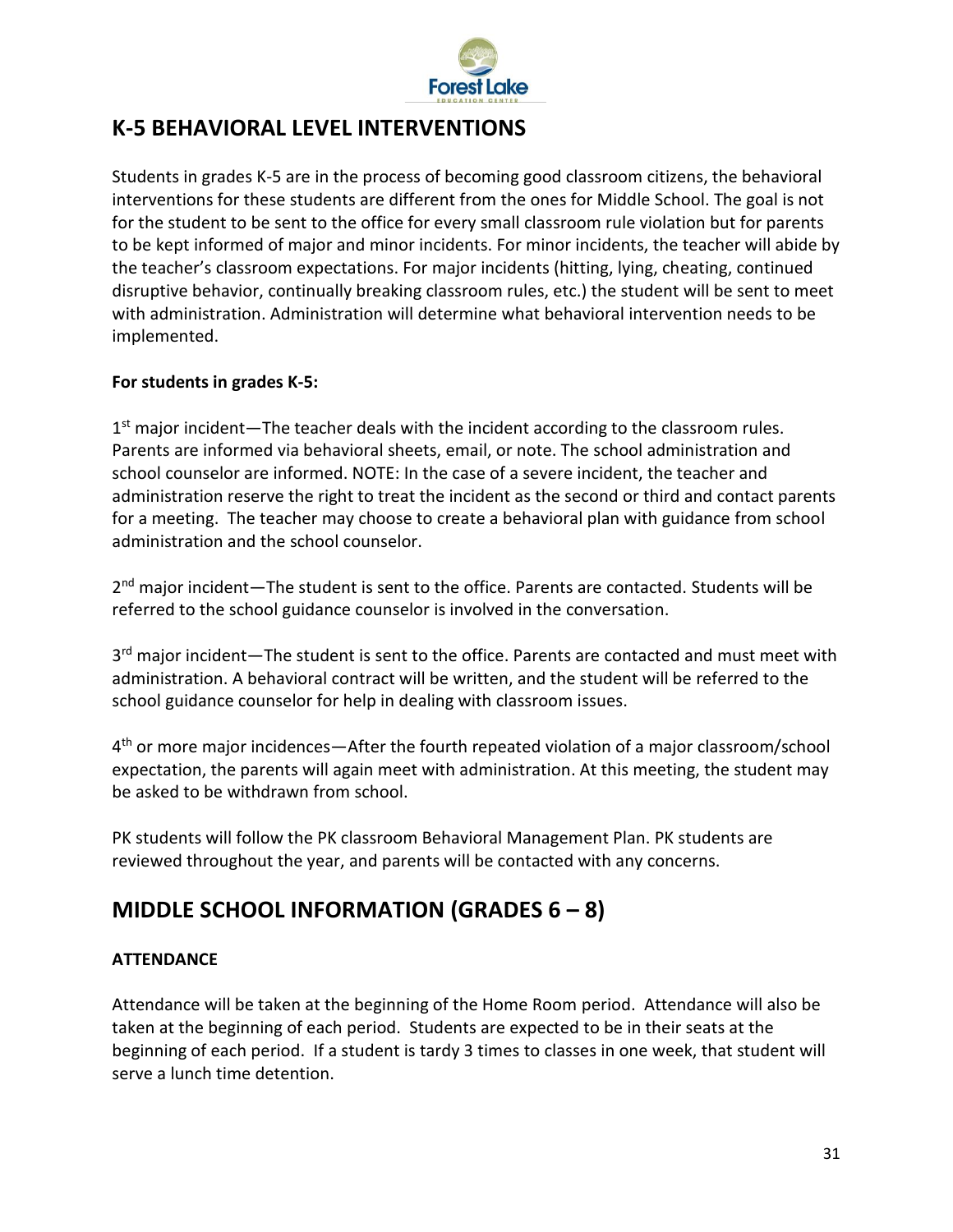## K-5 BEHAVIORAL LEVEL INTERVENTIONS

Students in grades K-5 are in the process of becoming good classroom citizens, the behavioral interventions for these students are different from the ones for Middle School. The goal is not for the student to be sent to the office for every small classroom rule violation but for parents to be kept informed of major and minor incidents. For minor incidents, the teacher will abide by the teacher's classroom expectations. For major incidents (hitting, lying, cheating, continued disruptive behavior, continually breaking classroom rules, etc.) the student will be sent to meet with administration. Administration will determine what behavioral intervention needs to be implemented.

**For students in grades K-5:**

1st major incident—The teacher deals with the incident according to the classroom rules. Parents are informed via behavioral sheets, email, or note. The school administration and school counselor are informed. NOTE: In the case of a severe incident, the teacher and administration reserve the right to treat the incident as the second or third and contact parents for a meeting. The teacher may choose to create a behavioral plan with guidance from school administration and the school counselor.

2nd major incident—The student is sent to the office. Parents are contacted. Students will be referred to the school guidance counselor is involved in the conversation.

3rd major incident—The student is sent to the office. Parents are contacted and must meet with administration. A behavioral contract will be written, and the student will be referred to the school guidance counselor for help in dealing with classroom issues.

4th or more major incidences—After the fourth repeated violation of a major classroom/school expectation, the parents will again meet with administration. At this meeting, the student may be asked to be withdrawn from school.

PK students will follow the PK classroom Behavioral Management Plan. PK students are reviewed throughout the year, and parents will be contacted with any concerns.

## MIDDLE SCHOOL INFORMATION (GRADES 6 – 8)

**ATTENDANCE**

Attendance will be taken at the beginning of the Home Room period. Attendance will also be taken at the beginning of each period. Students are expected to be in their seats at the beginning of each period. If a student is tardy 3 times to classes in one week, that student will serve a lunch time detention.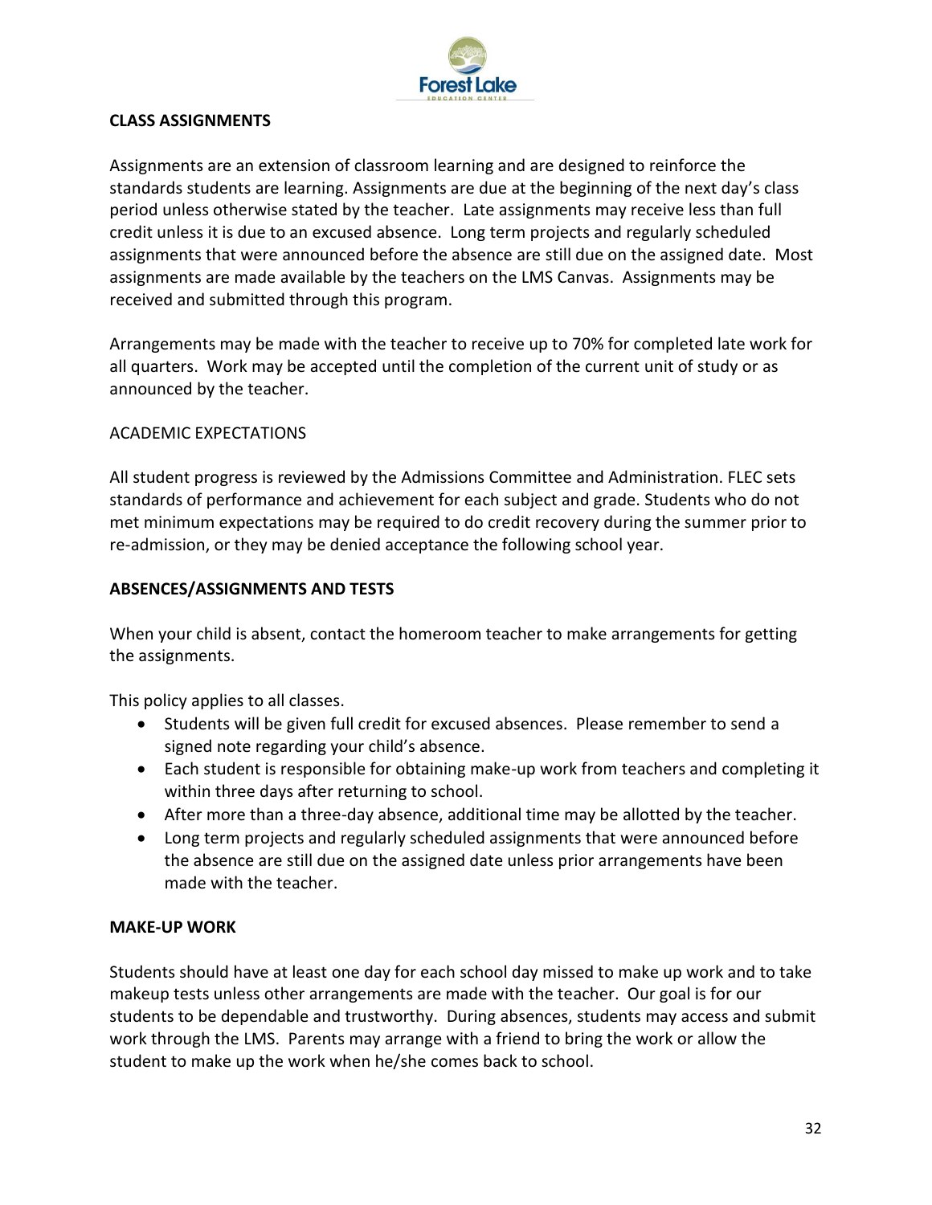## CLASS ASSIGNMENTS

Assignments are an extension of classroom learning and are designed to reinforce the standards students are learning. Assignments are due at the beginning of the next day's class period unless otherwise stated by the teacher. Late assignments may receive less than full credit unless it is due to an excused absence. Long term projects and regularly scheduled assignments that were announced before the absence are still due on the assigned date. Most assignments are made available by the teachers on the LMS Canvas. Assignments may be received and submitted through this program.

Arrangements may be made with the teacher to receive up to 70% for completed late work for all quarters. Work may be accepted until the completion of the current unit of study or as announced by the teacher.

## ACADEMIC EXPECTATIONS

All student progress is reviewed by the Admissions Committee and Administration. FLEC sets standards of performance and achievement for each subject and grade. Students who do not met minimum expectations may be required to do credit recovery during the summer prior to re-admission, or they may be denied acceptance the following school year.

## ABSENCES/ASSIGNMENTS AND TESTS

When your child is absent, contact the homeroom teacher to make arrangements for getting the assignments.

This policy applies to all classes.

- Students will be given full credit for excused absences. Please remember to send a signed note regarding your child's absence.
- Each student is responsible for obtaining make-up work from teachers and completing it within three days after returning to school.
- After more than a three-day absence, additional time may be allotted by the teacher.
- Long term projects and regularly scheduled assignments that were announced before the absence are still due on the assigned date unless prior arrangements have been made with the teacher.

## MAKE-UP WORK

Students should have at least one day for each school day missed to make up work and to take makeup tests unless other arrangements are made with the teacher. Our goal is for our students to be dependable and trustworthy. During absences, students may access and submit work through the LMS. Parents may arrange with a friend to bring the work or allow the student to make up the work when he/she comes back to school.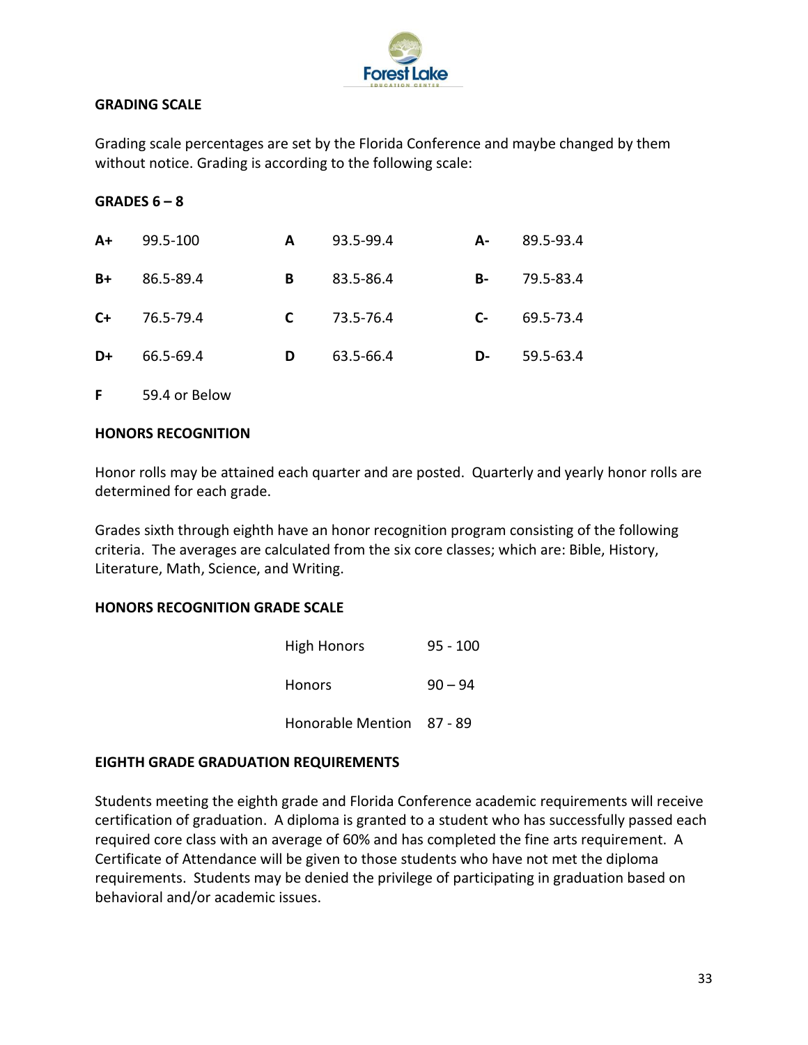## GRADING SCALE

Grading scale percentages are set by the Florida Conference and maybe changed by them without notice. Grading is according to the following scale:

### GRADES 6 – 8

| | | | | | |
|---|---|---|---|---|---|
| **A+** | 99.5-100 | **A** | 93.5-99.4 | **A-** | 89.5-93.4 |
| **B+** | 86.5-89.4 | **B** | 83.5-86.4 | **B-** | 79.5-83.4 |
| **C+** | 76.5-79.4 | **C** | 73.5-76.4 | **C-** | 69.5-73.4 |
| **D+** | 66.5-69.4 | **D** | 63.5-66.4 | **D-** | 59.5-63.4 |
| **F** | 59.4 or Below | | | | |

## HONORS RECOGNITION

Honor rolls may be attained each quarter and are posted. Quarterly and yearly honor rolls are determined for each grade.

Grades sixth through eighth have an honor recognition program consisting of the following criteria. The averages are calculated from the six core classes; which are: Bible, History, Literature, Math, Science, and Writing.

## HONORS RECOGNITION GRADE SCALE

| | |
|---|---|
| High Honors | 95 - 100 |
| Honors | 90 – 94 |
| Honorable Mention | 87 - 89 |

## EIGHTH GRADE GRADUATION REQUIREMENTS

Students meeting the eighth grade and Florida Conference academic requirements will receive certification of graduation. A diploma is granted to a student who has successfully passed each required core class with an average of 60% and has completed the fine arts requirement. A Certificate of Attendance will be given to those students who have not met the diploma requirements. Students may be denied the privilege of participating in graduation based on behavioral and/or academic issues.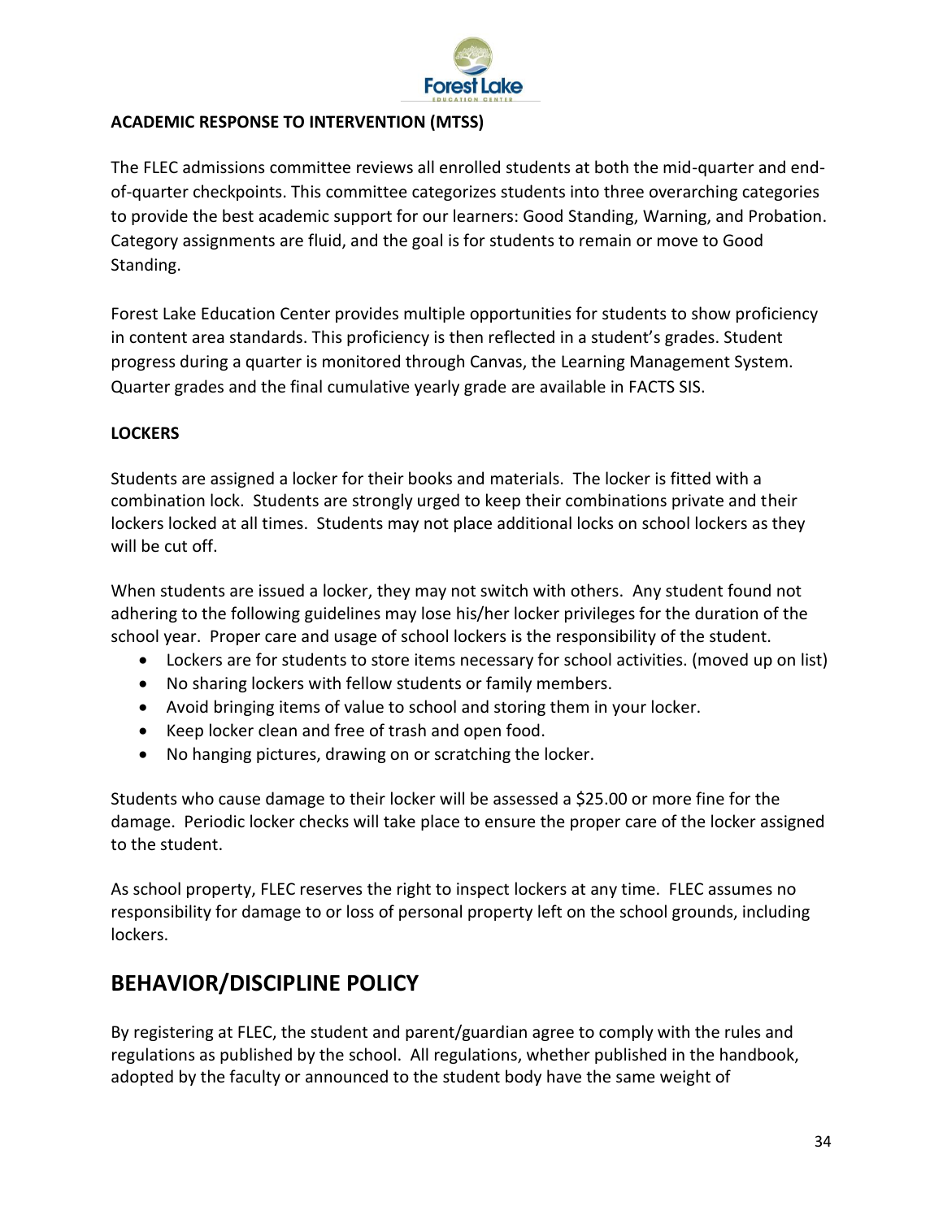**ACADEMIC RESPONSE TO INTERVENTION (MTSS)**

The FLEC admissions committee reviews all enrolled students at both the mid-quarter and end-of-quarter checkpoints. This committee categorizes students into three overarching categories to provide the best academic support for our learners: Good Standing, Warning, and Probation. Category assignments are fluid, and the goal is for students to remain or move to Good Standing.

Forest Lake Education Center provides multiple opportunities for students to show proficiency in content area standards. This proficiency is then reflected in a student's grades. Student progress during a quarter is monitored through Canvas, the Learning Management System. Quarter grades and the final cumulative yearly grade are available in FACTS SIS.

**LOCKERS**

Students are assigned a locker for their books and materials. The locker is fitted with a combination lock. Students are strongly urged to keep their combinations private and their lockers locked at all times. Students may not place additional locks on school lockers as they will be cut off.

When students are issued a locker, they may not switch with others. Any student found not adhering to the following guidelines may lose his/her locker privileges for the duration of the school year. Proper care and usage of school lockers is the responsibility of the student.

- Lockers are for students to store items necessary for school activities. (moved up on list)
- No sharing lockers with fellow students or family members.
- Avoid bringing items of value to school and storing them in your locker.
- Keep locker clean and free of trash and open food.
- No hanging pictures, drawing on or scratching the locker.

Students who cause damage to their locker will be assessed a $25.00 or more fine for the damage. Periodic locker checks will take place to ensure the proper care of the locker assigned to the student.

As school property, FLEC reserves the right to inspect lockers at any time. FLEC assumes no responsibility for damage to or loss of personal property left on the school grounds, including lockers.

## BEHAVIOR/DISCIPLINE POLICY

By registering at FLEC, the student and parent/guardian agree to comply with the rules and regulations as published by the school. All regulations, whether published in the handbook, adopted by the faculty or announced to the student body have the same weight of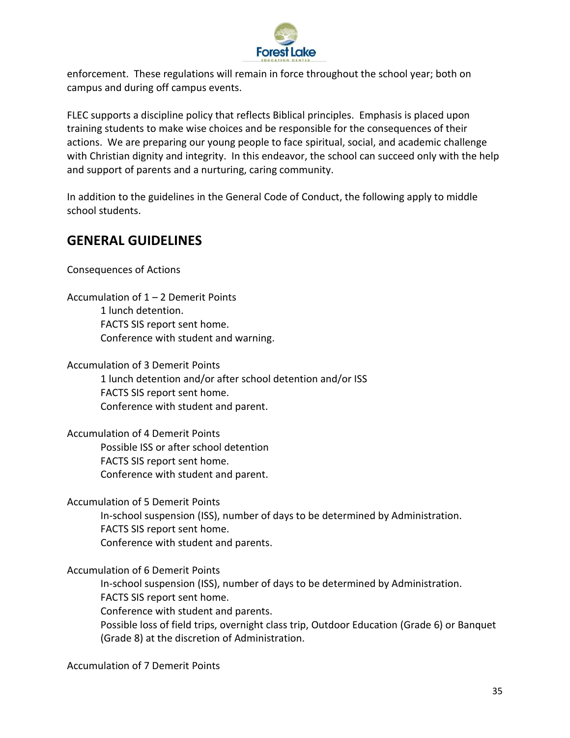enforcement. These regulations will remain in force throughout the school year; both on campus and during off campus events.

FLEC supports a discipline policy that reflects Biblical principles. Emphasis is placed upon training students to make wise choices and be responsible for the consequences of their actions. We are preparing our young people to face spiritual, social, and academic challenge with Christian dignity and integrity. In this endeavor, the school can succeed only with the help and support of parents and a nurturing, caring community.

In addition to the guidelines in the General Code of Conduct, the following apply to middle school students.

## GENERAL GUIDELINES

Consequences of Actions

Accumulation of 1 – 2 Demerit Points

- 1 lunch detention.
- FACTS SIS report sent home.
- Conference with student and warning.

Accumulation of 3 Demerit Points

- 1 lunch detention and/or after school detention and/or ISS
- FACTS SIS report sent home.
- Conference with student and parent.

Accumulation of 4 Demerit Points

- Possible ISS or after school detention
- FACTS SIS report sent home.
- Conference with student and parent.

Accumulation of 5 Demerit Points

- In-school suspension (ISS), number of days to be determined by Administration.
- FACTS SIS report sent home.
- Conference with student and parents.

Accumulation of 6 Demerit Points

- In-school suspension (ISS), number of days to be determined by Administration.
- FACTS SIS report sent home.
- Conference with student and parents.
- Possible loss of field trips, overnight class trip, Outdoor Education (Grade 6) or Banquet (Grade 8) at the discretion of Administration.

Accumulation of 7 Demerit Points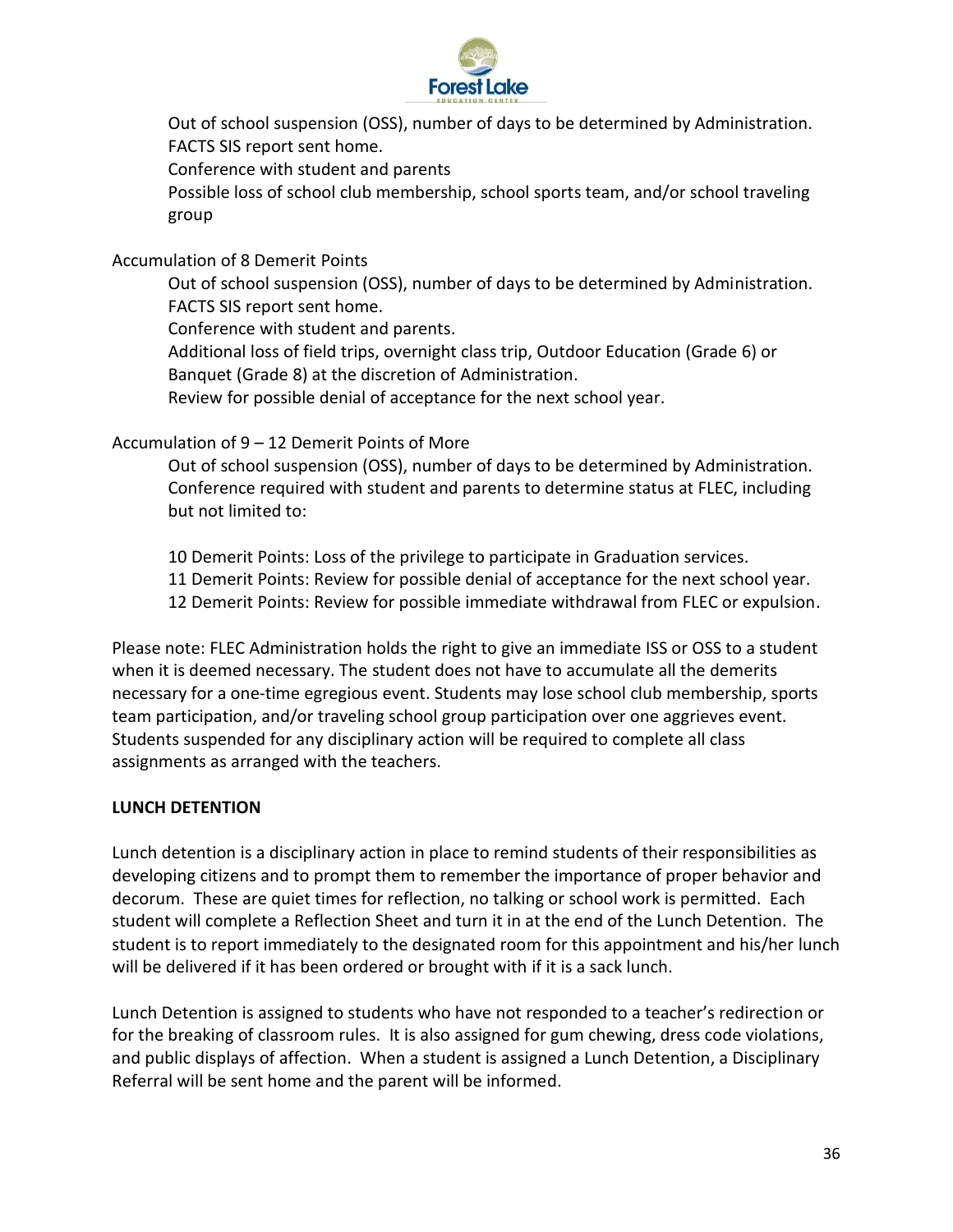Out of school suspension (OSS), number of days to be determined by Administration.
FACTS SIS report sent home.
Conference with student and parents
Possible loss of school club membership, school sports team, and/or school traveling group

Accumulation of 8 Demerit Points

Out of school suspension (OSS), number of days to be determined by Administration.
FACTS SIS report sent home.
Conference with student and parents.
Additional loss of field trips, overnight class trip, Outdoor Education (Grade 6) or Banquet (Grade 8) at the discretion of Administration.
Review for possible denial of acceptance for the next school year.

Accumulation of 9 – 12 Demerit Points of More

Out of school suspension (OSS), number of days to be determined by Administration.
Conference required with student and parents to determine status at FLEC, including but not limited to:

10 Demerit Points: Loss of the privilege to participate in Graduation services.
11 Demerit Points: Review for possible denial of acceptance for the next school year.
12 Demerit Points: Review for possible immediate withdrawal from FLEC or expulsion.

Please note: FLEC Administration holds the right to give an immediate ISS or OSS to a student when it is deemed necessary. The student does not have to accumulate all the demerits necessary for a one-time egregious event. Students may lose school club membership, sports team participation, and/or traveling school group participation over one aggrieves event. Students suspended for any disciplinary action will be required to complete all class assignments as arranged with the teachers.

**LUNCH DETENTION**

Lunch detention is a disciplinary action in place to remind students of their responsibilities as developing citizens and to prompt them to remember the importance of proper behavior and decorum. These are quiet times for reflection, no talking or school work is permitted. Each student will complete a Reflection Sheet and turn it in at the end of the Lunch Detention. The student is to report immediately to the designated room for this appointment and his/her lunch will be delivered if it has been ordered or brought with if it is a sack lunch.

Lunch Detention is assigned to students who have not responded to a teacher's redirection or for the breaking of classroom rules. It is also assigned for gum chewing, dress code violations, and public displays of affection. When a student is assigned a Lunch Detention, a Disciplinary Referral will be sent home and the parent will be informed.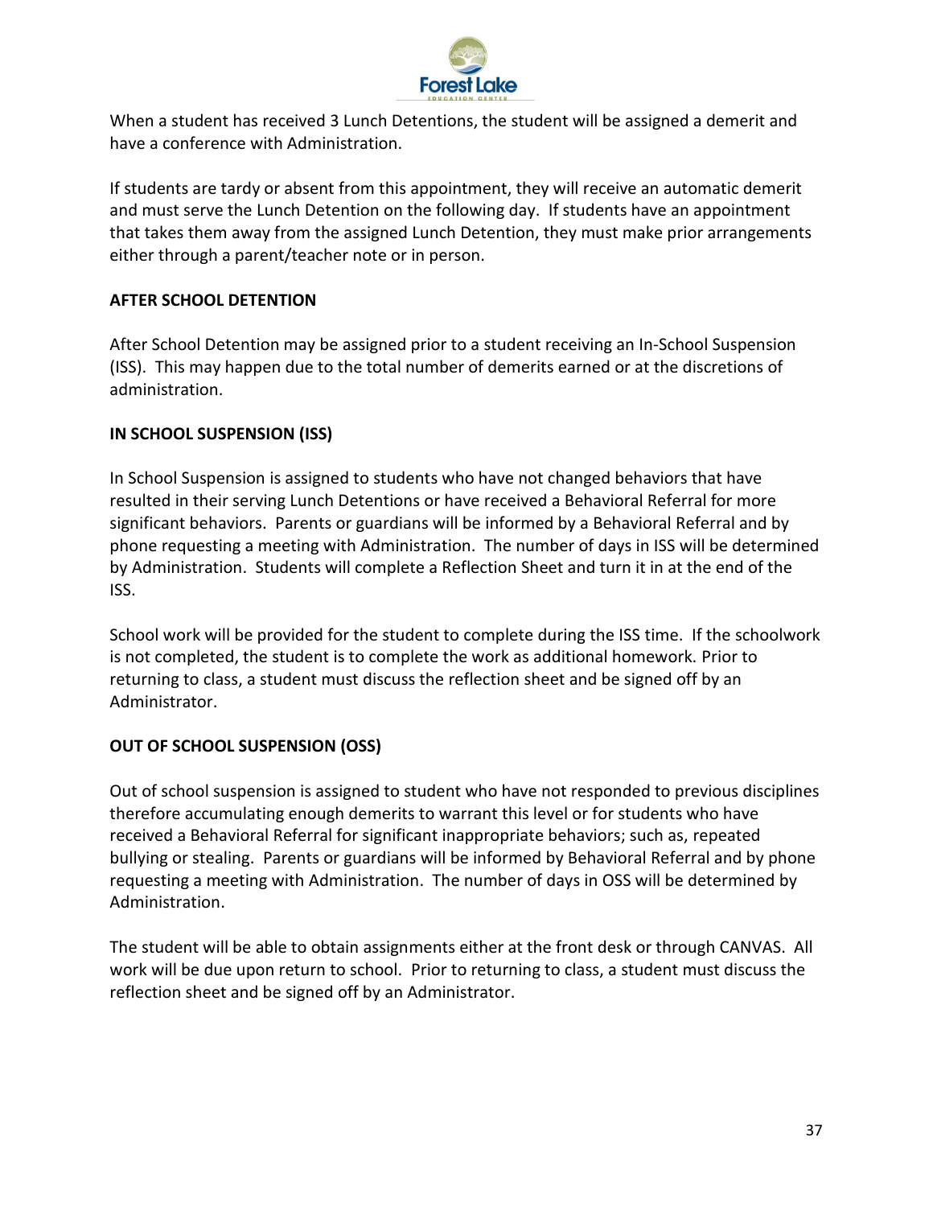When a student has received 3 Lunch Detentions, the student will be assigned a demerit and have a conference with Administration.

If students are tardy or absent from this appointment, they will receive an automatic demerit and must serve the Lunch Detention on the following day. If students have an appointment that takes them away from the assigned Lunch Detention, they must make prior arrangements either through a parent/teacher note or in person.

**AFTER SCHOOL DETENTION**

After School Detention may be assigned prior to a student receiving an In-School Suspension (ISS). This may happen due to the total number of demerits earned or at the discretions of administration.

**IN SCHOOL SUSPENSION (ISS)**

In School Suspension is assigned to students who have not changed behaviors that have resulted in their serving Lunch Detentions or have received a Behavioral Referral for more significant behaviors. Parents or guardians will be informed by a Behavioral Referral and by phone requesting a meeting with Administration. The number of days in ISS will be determined by Administration. Students will complete a Reflection Sheet and turn it in at the end of the ISS.

School work will be provided for the student to complete during the ISS time. If the schoolwork is not completed, the student is to complete the work as additional homework. Prior to returning to class, a student must discuss the reflection sheet and be signed off by an Administrator.

**OUT OF SCHOOL SUSPENSION (OSS)**

Out of school suspension is assigned to student who have not responded to previous disciplines therefore accumulating enough demerits to warrant this level or for students who have received a Behavioral Referral for significant inappropriate behaviors; such as, repeated bullying or stealing. Parents or guardians will be informed by Behavioral Referral and by phone requesting a meeting with Administration. The number of days in OSS will be determined by Administration.

The student will be able to obtain assignments either at the front desk or through CANVAS. All work will be due upon return to school. Prior to returning to class, a student must discuss the reflection sheet and be signed off by an Administrator.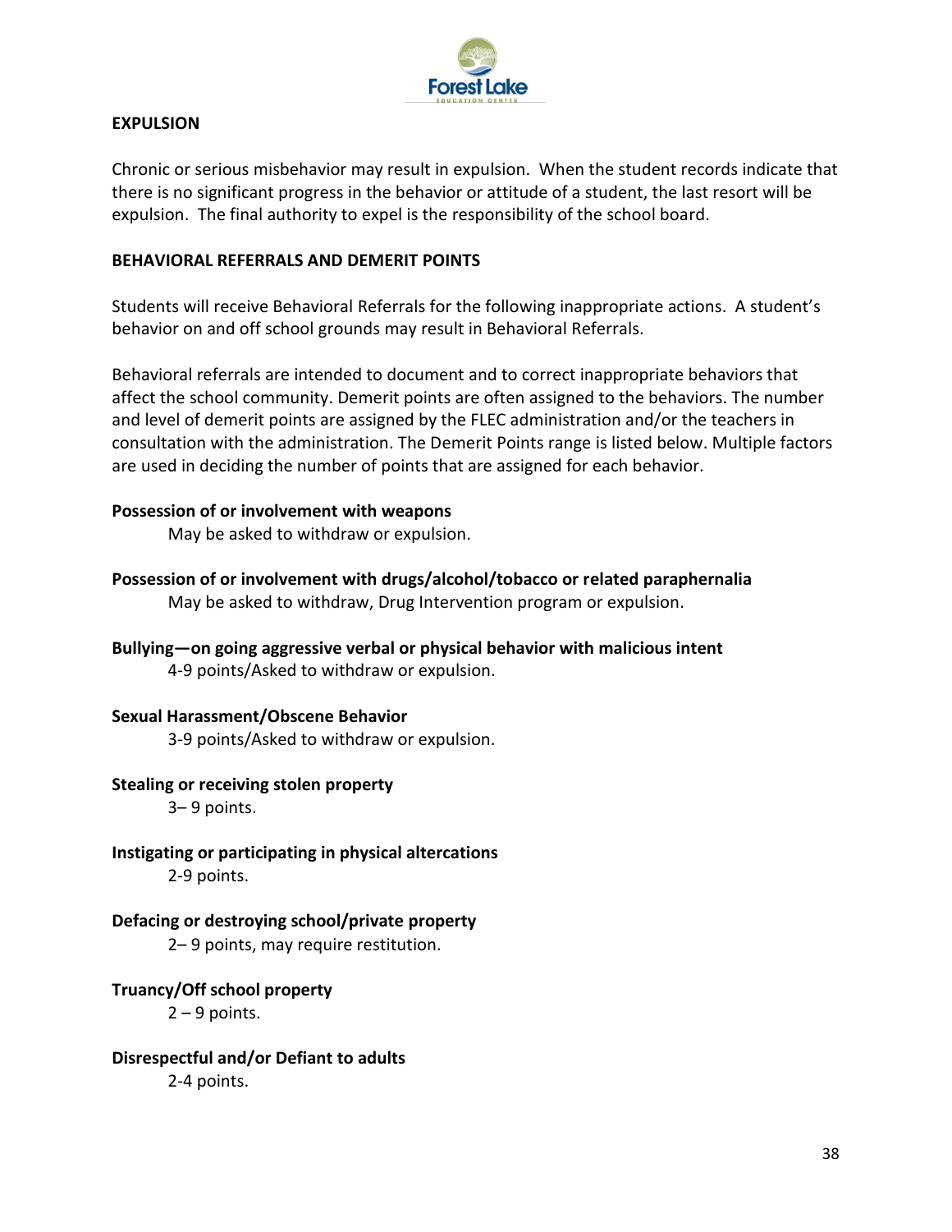## EXPULSION

Chronic or serious misbehavior may result in expulsion. When the student records indicate that there is no significant progress in the behavior or attitude of a student, the last resort will be expulsion. The final authority to expel is the responsibility of the school board.

## BEHAVIORAL REFERRALS AND DEMERIT POINTS

Students will receive Behavioral Referrals for the following inappropriate actions. A student's behavior on and off school grounds may result in Behavioral Referrals.

Behavioral referrals are intended to document and to correct inappropriate behaviors that affect the school community. Demerit points are often assigned to the behaviors. The number and level of demerit points are assigned by the FLEC administration and/or the teachers in consultation with the administration. The Demerit Points range is listed below. Multiple factors are used in deciding the number of points that are assigned for each behavior.

**Possession of or involvement with weapons**
May be asked to withdraw or expulsion.

**Possession of or involvement with drugs/alcohol/tobacco or related paraphernalia**
May be asked to withdraw, Drug Intervention program or expulsion.

**Bullying—on going aggressive verbal or physical behavior with malicious intent**
4-9 points/Asked to withdraw or expulsion.

**Sexual Harassment/Obscene Behavior**
3-9 points/Asked to withdraw or expulsion.

**Stealing or receiving stolen property**
3– 9 points.

**Instigating or participating in physical altercations**
2-9 points.

**Defacing or destroying school/private property**
2– 9 points, may require restitution.

**Truancy/Off school property**
2 – 9 points.

**Disrespectful and/or Defiant to adults**
2-4 points.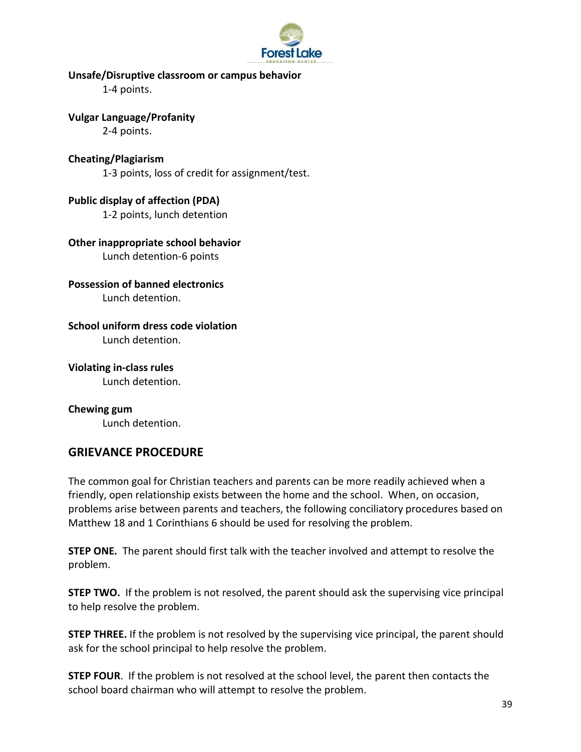**Unsafe/Disruptive classroom or campus behavior**

1-4 points.

**Vulgar Language/Profanity**

2-4 points.

**Cheating/Plagiarism**

1-3 points, loss of credit for assignment/test.

**Public display of affection (PDA)**

1-2 points, lunch detention

**Other inappropriate school behavior**

Lunch detention-6 points

**Possession of banned electronics**

Lunch detention.

**School uniform dress code violation**

Lunch detention.

**Violating in-class rules**

Lunch detention.

**Chewing gum**

Lunch detention.

## GRIEVANCE PROCEDURE

The common goal for Christian teachers and parents can be more readily achieved when a friendly, open relationship exists between the home and the school. When, on occasion, problems arise between parents and teachers, the following conciliatory procedures based on Matthew 18 and 1 Corinthians 6 should be used for resolving the problem.

**STEP ONE.** The parent should first talk with the teacher involved and attempt to resolve the problem.

**STEP TWO.** If the problem is not resolved, the parent should ask the supervising vice principal to help resolve the problem.

**STEP THREE.** If the problem is not resolved by the supervising vice principal, the parent should ask for the school principal to help resolve the problem.

**STEP FOUR**. If the problem is not resolved at the school level, the parent then contacts the school board chairman who will attempt to resolve the problem.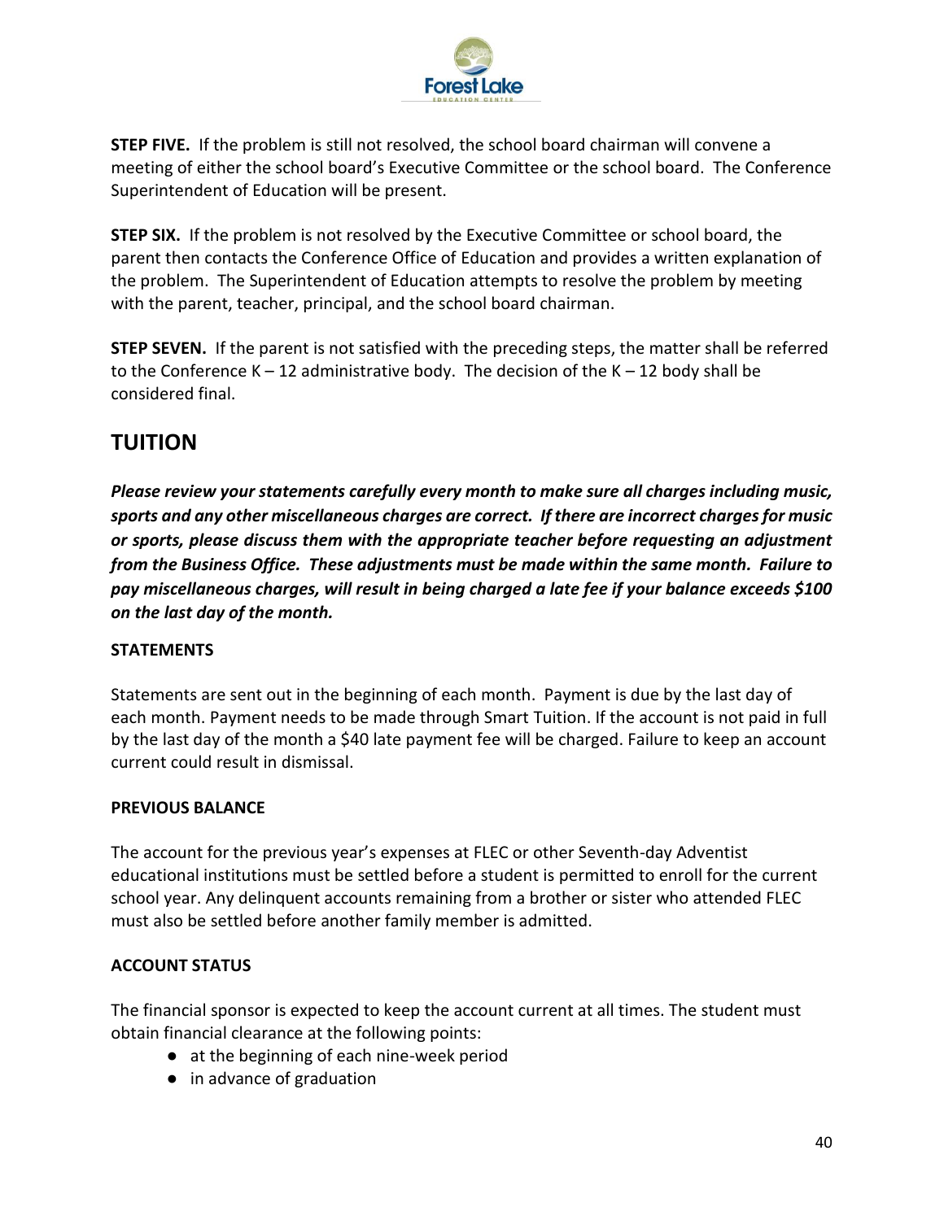**STEP FIVE.** If the problem is still not resolved, the school board chairman will convene a meeting of either the school board's Executive Committee or the school board. The Conference Superintendent of Education will be present.

**STEP SIX.** If the problem is not resolved by the Executive Committee or school board, the parent then contacts the Conference Office of Education and provides a written explanation of the problem. The Superintendent of Education attempts to resolve the problem by meeting with the parent, teacher, principal, and the school board chairman.

**STEP SEVEN.** If the parent is not satisfied with the preceding steps, the matter shall be referred to the Conference K – 12 administrative body. The decision of the K – 12 body shall be considered final.

## TUITION

***Please review your statements carefully every month to make sure all charges including music, sports and any other miscellaneous charges are correct. If there are incorrect charges for music or sports, please discuss them with the appropriate teacher before requesting an adjustment from the Business Office. These adjustments must be made within the same month. Failure to pay miscellaneous charges, will result in being charged a late fee if your balance exceeds $100 on the last day of the month.***

### STATEMENTS

Statements are sent out in the beginning of each month. Payment is due by the last day of each month. Payment needs to be made through Smart Tuition. If the account is not paid in full by the last day of the month a $40 late payment fee will be charged. Failure to keep an account current could result in dismissal.

### PREVIOUS BALANCE

The account for the previous year's expenses at FLEC or other Seventh-day Adventist educational institutions must be settled before a student is permitted to enroll for the current school year. Any delinquent accounts remaining from a brother or sister who attended FLEC must also be settled before another family member is admitted.

### ACCOUNT STATUS

The financial sponsor is expected to keep the account current at all times. The student must obtain financial clearance at the following points:

- at the beginning of each nine-week period
- in advance of graduation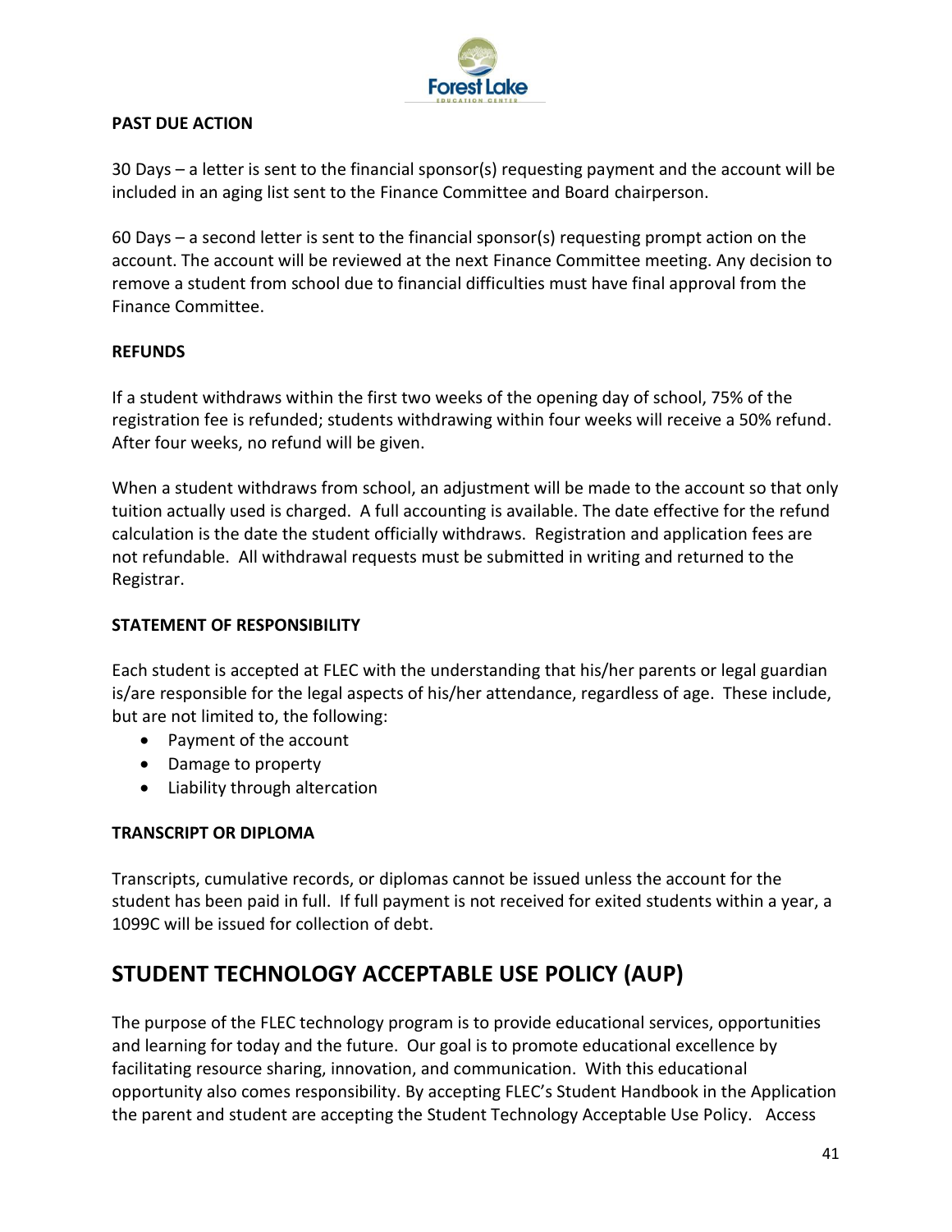### PAST DUE ACTION

30 Days – a letter is sent to the financial sponsor(s) requesting payment and the account will be included in an aging list sent to the Finance Committee and Board chairperson.

60 Days – a second letter is sent to the financial sponsor(s) requesting prompt action on the account. The account will be reviewed at the next Finance Committee meeting. Any decision to remove a student from school due to financial difficulties must have final approval from the Finance Committee.

### REFUNDS

If a student withdraws within the first two weeks of the opening day of school, 75% of the registration fee is refunded; students withdrawing within four weeks will receive a 50% refund. After four weeks, no refund will be given.

When a student withdraws from school, an adjustment will be made to the account so that only tuition actually used is charged. A full accounting is available. The date effective for the refund calculation is the date the student officially withdraws. Registration and application fees are not refundable. All withdrawal requests must be submitted in writing and returned to the Registrar.

### STATEMENT OF RESPONSIBILITY

Each student is accepted at FLEC with the understanding that his/her parents or legal guardian is/are responsible for the legal aspects of his/her attendance, regardless of age. These include, but are not limited to, the following:

- Payment of the account
- Damage to property
- Liability through altercation

### TRANSCRIPT OR DIPLOMA

Transcripts, cumulative records, or diplomas cannot be issued unless the account for the student has been paid in full. If full payment is not received for exited students within a year, a 1099C will be issued for collection of debt.

## STUDENT TECHNOLOGY ACCEPTABLE USE POLICY (AUP)

The purpose of the FLEC technology program is to provide educational services, opportunities and learning for today and the future. Our goal is to promote educational excellence by facilitating resource sharing, innovation, and communication. With this educational opportunity also comes responsibility. By accepting FLEC's Student Handbook in the Application the parent and student are accepting the Student Technology Acceptable Use Policy. Access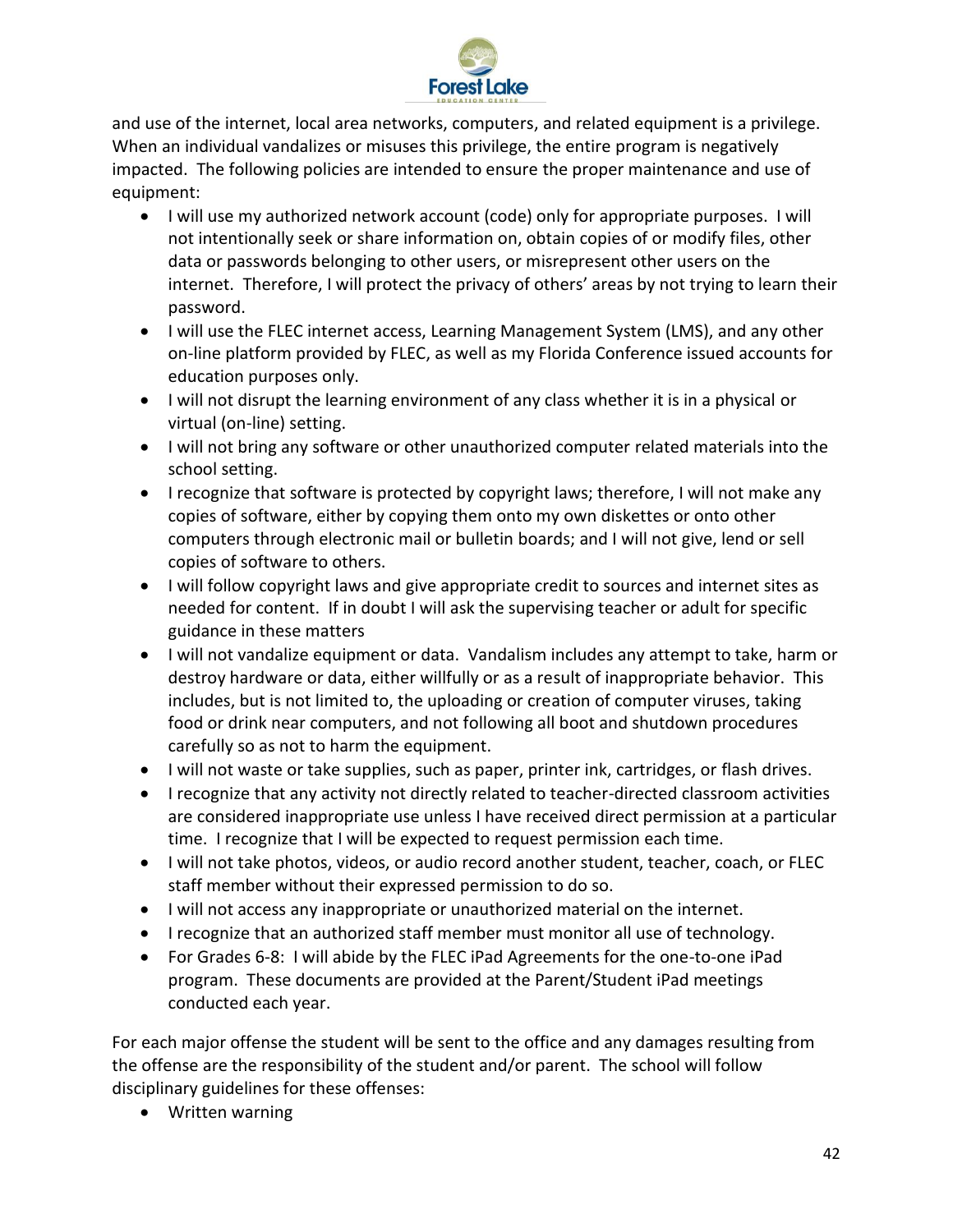and use of the internet, local area networks, computers, and related equipment is a privilege. When an individual vandalizes or misuses this privilege, the entire program is negatively impacted. The following policies are intended to ensure the proper maintenance and use of equipment:

- I will use my authorized network account (code) only for appropriate purposes. I will not intentionally seek or share information on, obtain copies of or modify files, other data or passwords belonging to other users, or misrepresent other users on the internet. Therefore, I will protect the privacy of others' areas by not trying to learn their password.
- I will use the FLEC internet access, Learning Management System (LMS), and any other on-line platform provided by FLEC, as well as my Florida Conference issued accounts for education purposes only.
- I will not disrupt the learning environment of any class whether it is in a physical or virtual (on-line) setting.
- I will not bring any software or other unauthorized computer related materials into the school setting.
- I recognize that software is protected by copyright laws; therefore, I will not make any copies of software, either by copying them onto my own diskettes or onto other computers through electronic mail or bulletin boards; and I will not give, lend or sell copies of software to others.
- I will follow copyright laws and give appropriate credit to sources and internet sites as needed for content. If in doubt I will ask the supervising teacher or adult for specific guidance in these matters
- I will not vandalize equipment or data. Vandalism includes any attempt to take, harm or destroy hardware or data, either willfully or as a result of inappropriate behavior. This includes, but is not limited to, the uploading or creation of computer viruses, taking food or drink near computers, and not following all boot and shutdown procedures carefully so as not to harm the equipment.
- I will not waste or take supplies, such as paper, printer ink, cartridges, or flash drives.
- I recognize that any activity not directly related to teacher-directed classroom activities are considered inappropriate use unless I have received direct permission at a particular time. I recognize that I will be expected to request permission each time.
- I will not take photos, videos, or audio record another student, teacher, coach, or FLEC staff member without their expressed permission to do so.
- I will not access any inappropriate or unauthorized material on the internet.
- I recognize that an authorized staff member must monitor all use of technology.
- For Grades 6-8: I will abide by the FLEC iPad Agreements for the one-to-one iPad program. These documents are provided at the Parent/Student iPad meetings conducted each year.

For each major offense the student will be sent to the office and any damages resulting from the offense are the responsibility of the student and/or parent. The school will follow disciplinary guidelines for these offenses:

- Written warning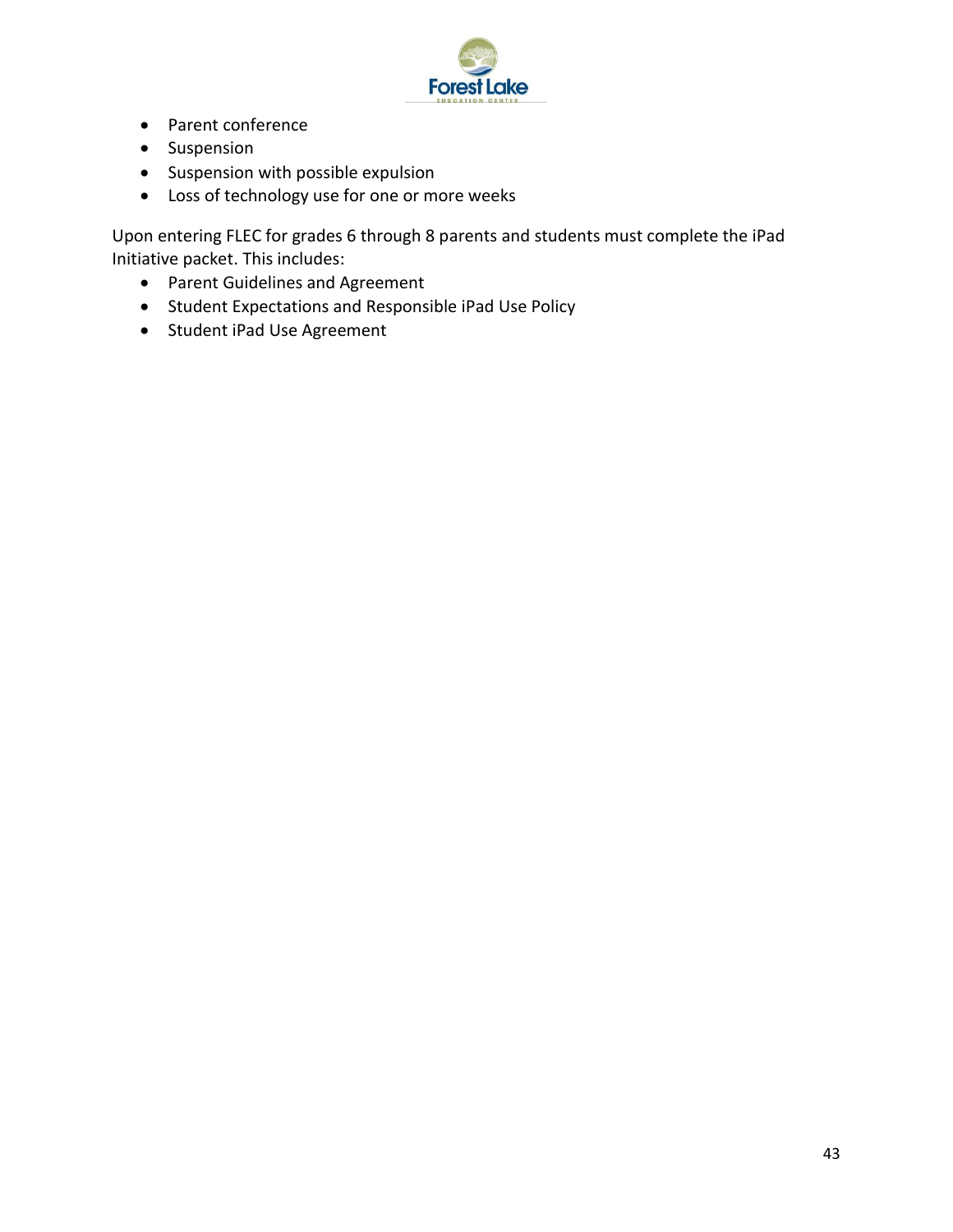- Parent conference
- Suspension
- Suspension with possible expulsion
- Loss of technology use for one or more weeks

Upon entering FLEC for grades 6 through 8 parents and students must complete the iPad Initiative packet. This includes:

- Parent Guidelines and Agreement
- Student Expectations and Responsible iPad Use Policy
- Student iPad Use Agreement